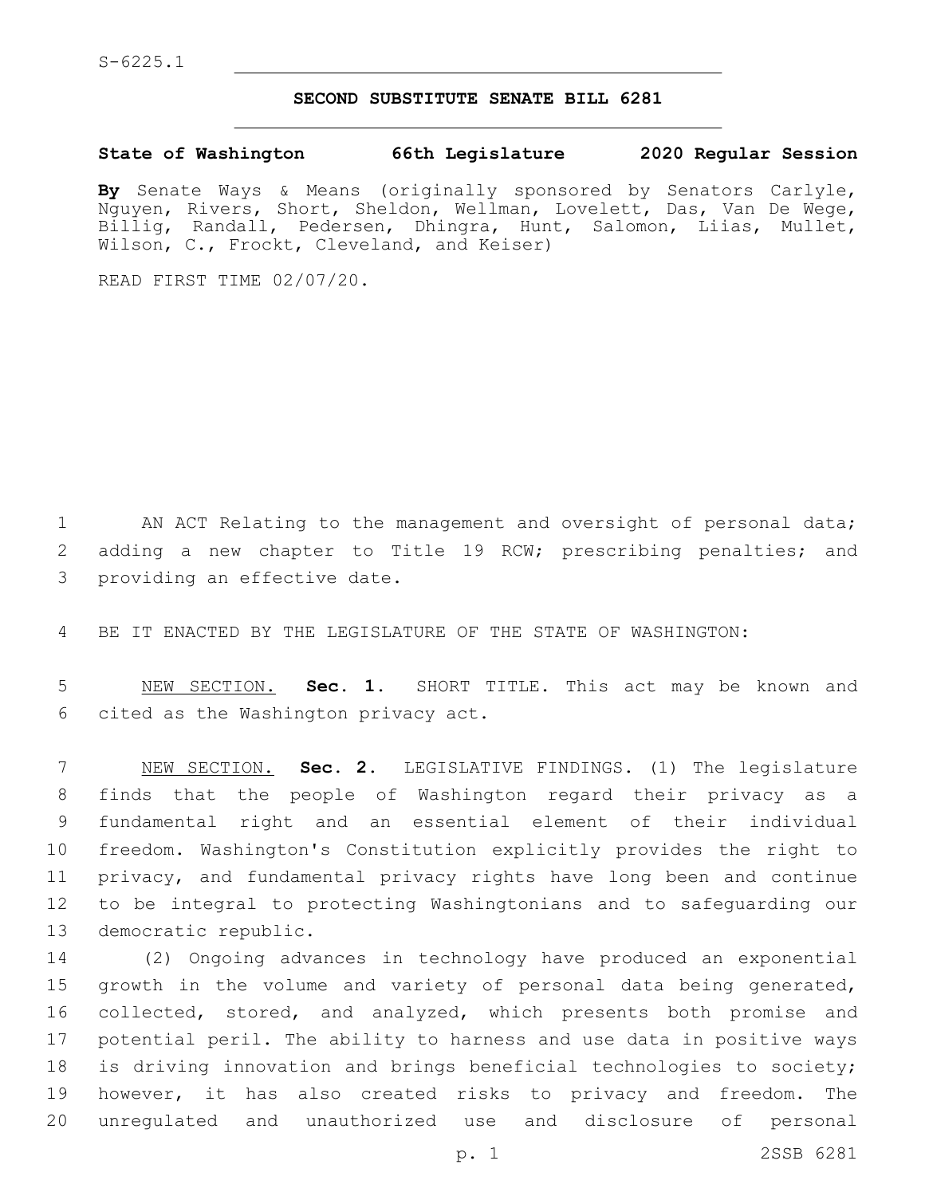S-6225.1

# SECOND SUBSTITUTE SENATE BILL 6281

**State of Washington 66th Legislature 2020 Regular Session**

**By** Senate Ways & Means (originally sponsored by Senators Carlyle, Nguyen, Rivers, Short, Sheldon, Wellman, Lovelett, Das, Van De Wege, Billig, Randall, Pedersen, Dhingra, Hunt, Salomon, Liias, Mullet, Wilson, C., Frockt, Cleveland, and Keiser)

READ FIRST TIME 02/07/20.

AN ACT Relating to the management and oversight of personal data; adding a new chapter to Title 19 RCW; prescribing penalties; and providing an effective date.

BE IT ENACTED BY THE LEGISLATURE OF THE STATE OF WASHINGTON:

NEW SECTION. **Sec. 1.** SHORT TITLE. This act may be known and cited as the Washington privacy act.

NEW SECTION. **Sec. 2.** LEGISLATIVE FINDINGS. (1) The legislature finds that the people of Washington regard their privacy as a fundamental right and an essential element of their individual freedom. Washington's Constitution explicitly provides the right to privacy, and fundamental privacy rights have long been and continue to be integral to protecting Washingtonians and to safeguarding our democratic republic.

(2) Ongoing advances in technology have produced an exponential growth in the volume and variety of personal data being generated, collected, stored, and analyzed, which presents both promise and potential peril. The ability to harness and use data in positive ways is driving innovation and brings beneficial technologies to society; however, it has also created risks to privacy and freedom. The unregulated and unauthorized use and disclosure of personal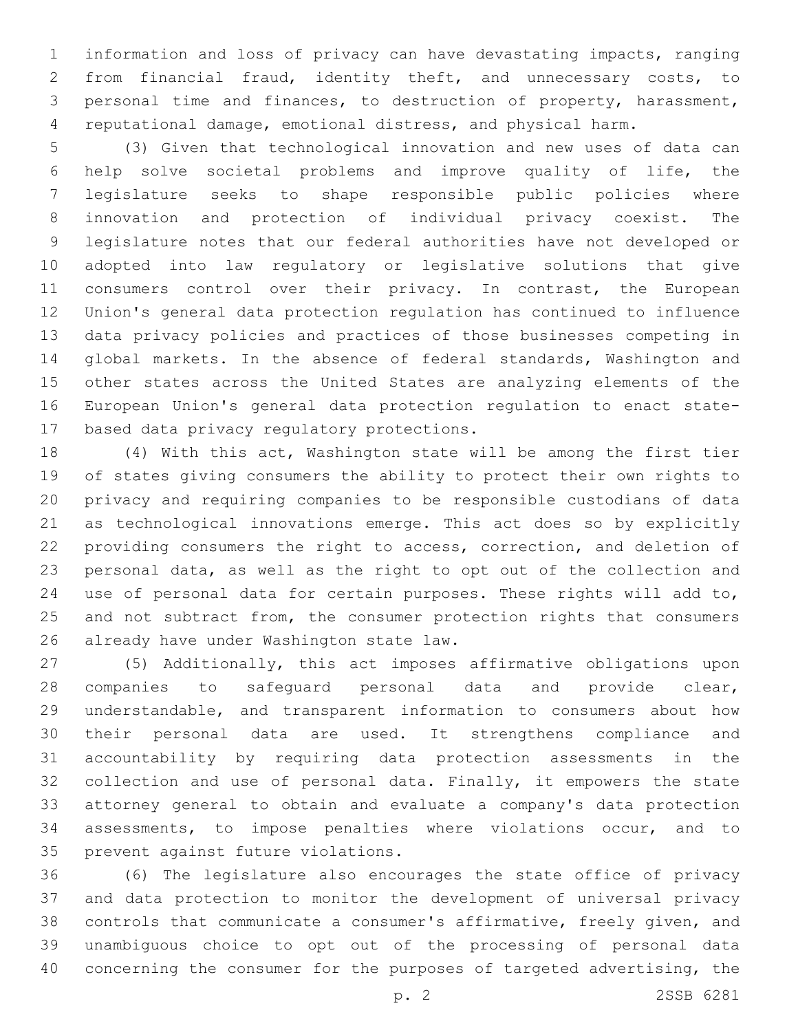information and loss of privacy can have devastating impacts, ranging from financial fraud, identity theft, and unnecessary costs, to personal time and finances, to destruction of property, harassment, reputational damage, emotional distress, and physical harm.

(3) Given that technological innovation and new uses of data can help solve societal problems and improve quality of life, the legislature seeks to shape responsible public policies where innovation and protection of individual privacy coexist. The legislature notes that our federal authorities have not developed or adopted into law regulatory or legislative solutions that give consumers control over their privacy. In contrast, the European Union's general data protection regulation has continued to influence data privacy policies and practices of those businesses competing in global markets. In the absence of federal standards, Washington and other states across the United States are analyzing elements of the European Union's general data protection regulation to enact state-based data privacy regulatory protections.

(4) With this act, Washington state will be among the first tier of states giving consumers the ability to protect their own rights to privacy and requiring companies to be responsible custodians of data as technological innovations emerge. This act does so by explicitly providing consumers the right to access, correction, and deletion of personal data, as well as the right to opt out of the collection and use of personal data for certain purposes. These rights will add to, and not subtract from, the consumer protection rights that consumers already have under Washington state law.

(5) Additionally, this act imposes affirmative obligations upon companies to safeguard personal data and provide clear, understandable, and transparent information to consumers about how their personal data are used. It strengthens compliance and accountability by requiring data protection assessments in the collection and use of personal data. Finally, it empowers the state attorney general to obtain and evaluate a company's data protection assessments, to impose penalties where violations occur, and to prevent against future violations.

(6) The legislature also encourages the state office of privacy and data protection to monitor the development of universal privacy controls that communicate a consumer's affirmative, freely given, and unambiguous choice to opt out of the processing of personal data concerning the consumer for the purposes of targeted advertising, the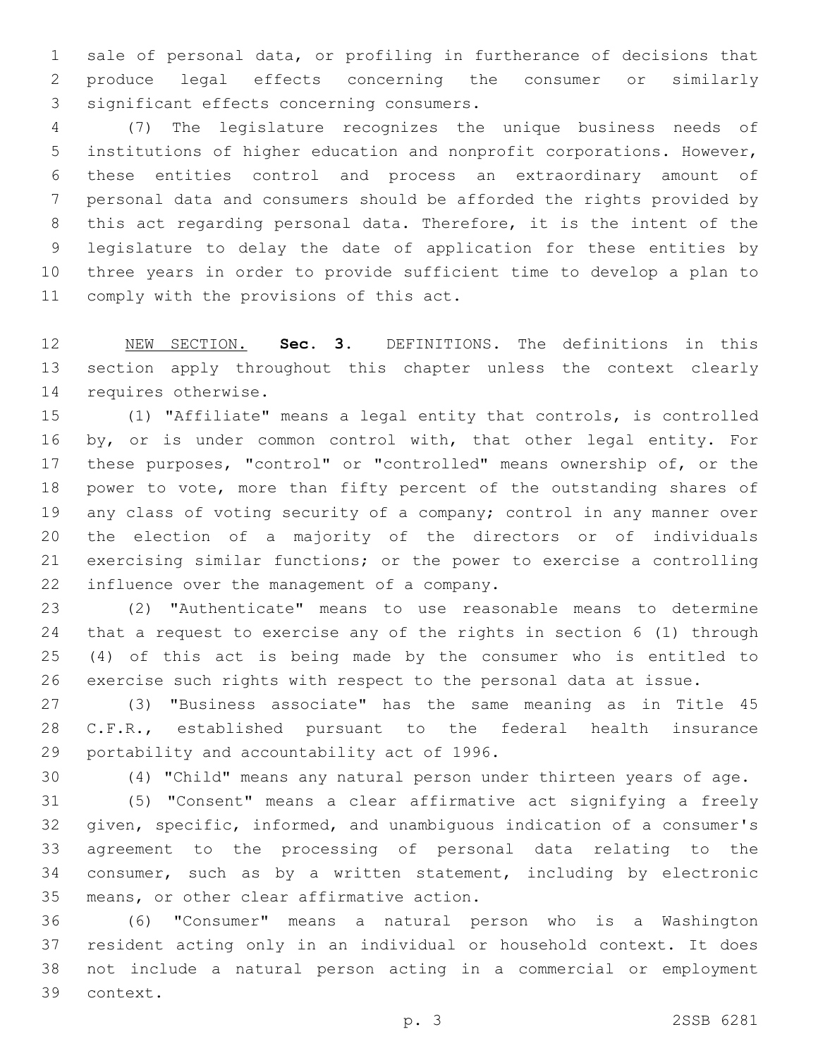sale of personal data, or profiling in furtherance of decisions that produce legal effects concerning the consumer or similarly significant effects concerning consumers.

(7) The legislature recognizes the unique business needs of institutions of higher education and nonprofit corporations. However, these entities control and process an extraordinary amount of personal data and consumers should be afforded the rights provided by this act regarding personal data. Therefore, it is the intent of the legislature to delay the date of application for these entities by three years in order to provide sufficient time to develop a plan to comply with the provisions of this act.

NEW SECTION. **Sec. 3.** DEFINITIONS. The definitions in this section apply throughout this chapter unless the context clearly requires otherwise.

(1) "Affiliate" means a legal entity that controls, is controlled by, or is under common control with, that other legal entity. For these purposes, "control" or "controlled" means ownership of, or the power to vote, more than fifty percent of the outstanding shares of any class of voting security of a company; control in any manner over the election of a majority of the directors or of individuals exercising similar functions; or the power to exercise a controlling influence over the management of a company.

(2) "Authenticate" means to use reasonable means to determine that a request to exercise any of the rights in section 6 (1) through (4) of this act is being made by the consumer who is entitled to exercise such rights with respect to the personal data at issue.

(3) "Business associate" has the same meaning as in Title 45 C.F.R., established pursuant to the federal health insurance portability and accountability act of 1996.

(4) "Child" means any natural person under thirteen years of age.

(5) "Consent" means a clear affirmative act signifying a freely given, specific, informed, and unambiguous indication of a consumer's agreement to the processing of personal data relating to the consumer, such as by a written statement, including by electronic means, or other clear affirmative action.

(6) "Consumer" means a natural person who is a Washington resident acting only in an individual or household context. It does not include a natural person acting in a commercial or employment context.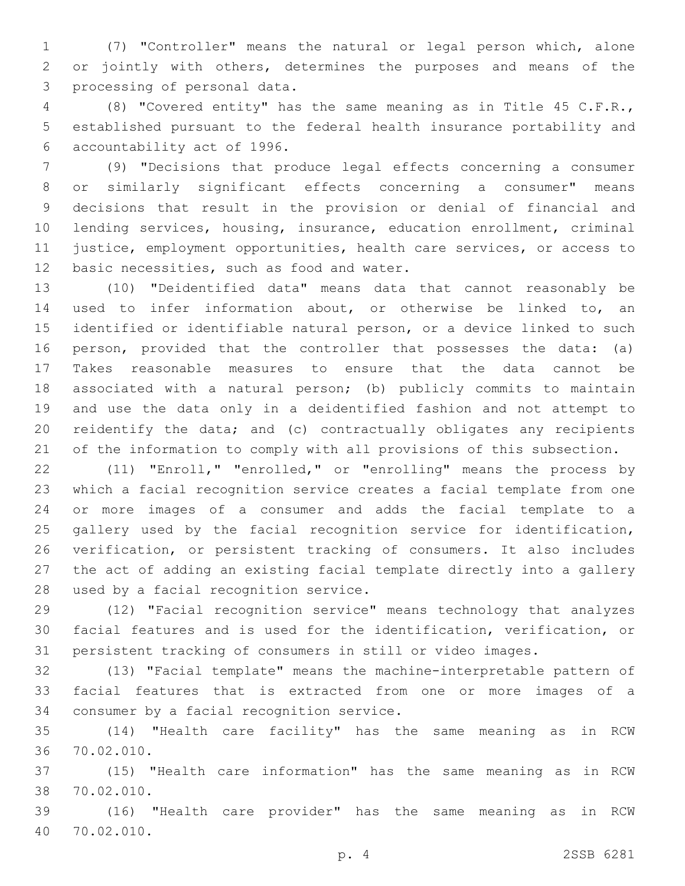(7) "Controller" means the natural or legal person which, alone or jointly with others, determines the purposes and means of the processing of personal data.

(8) "Covered entity" has the same meaning as in Title 45 C.F.R., established pursuant to the federal health insurance portability and accountability act of 1996.

(9) "Decisions that produce legal effects concerning a consumer or similarly significant effects concerning a consumer" means decisions that result in the provision or denial of financial and lending services, housing, insurance, education enrollment, criminal justice, employment opportunities, health care services, or access to basic necessities, such as food and water.

(10) "Deidentified data" means data that cannot reasonably be used to infer information about, or otherwise be linked to, an identified or identifiable natural person, or a device linked to such person, provided that the controller that possesses the data: (a) Takes reasonable measures to ensure that the data cannot be associated with a natural person; (b) publicly commits to maintain and use the data only in a deidentified fashion and not attempt to reidentify the data; and (c) contractually obligates any recipients of the information to comply with all provisions of this subsection.

(11) "Enroll," "enrolled," or "enrolling" means the process by which a facial recognition service creates a facial template from one or more images of a consumer and adds the facial template to a gallery used by the facial recognition service for identification, verification, or persistent tracking of consumers. It also includes the act of adding an existing facial template directly into a gallery used by a facial recognition service.

(12) "Facial recognition service" means technology that analyzes facial features and is used for the identification, verification, or persistent tracking of consumers in still or video images.

(13) "Facial template" means the machine-interpretable pattern of facial features that is extracted from one or more images of a consumer by a facial recognition service.

(14) "Health care facility" has the same meaning as in RCW 70.02.010.

(15) "Health care information" has the same meaning as in RCW 70.02.010.

(16) "Health care provider" has the same meaning as in RCW 70.02.010.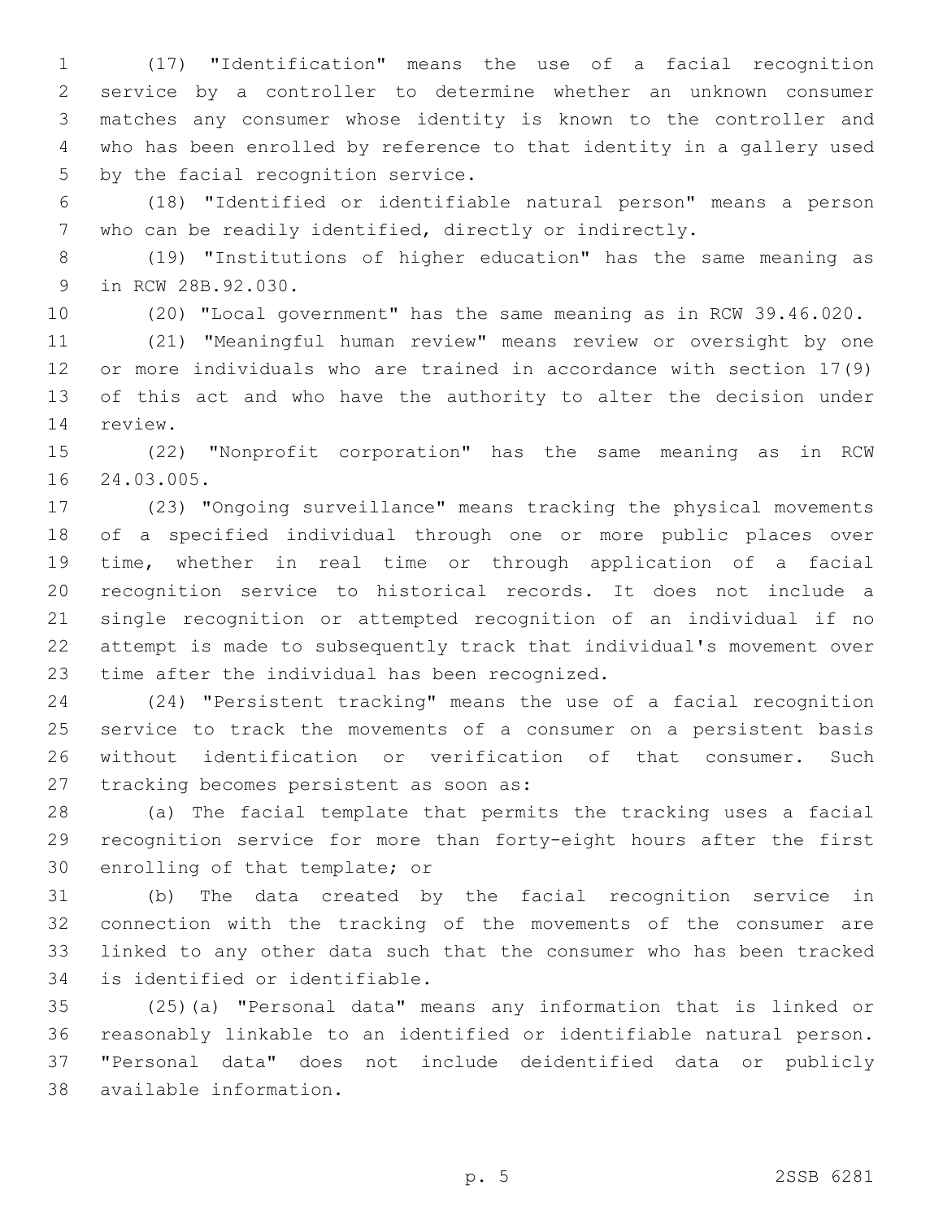(17) "Identification" means the use of a facial recognition service by a controller to determine whether an unknown consumer matches any consumer whose identity is known to the controller and who has been enrolled by reference to that identity in a gallery used by the facial recognition service.

(18) "Identified or identifiable natural person" means a person who can be readily identified, directly or indirectly.

(19) "Institutions of higher education" has the same meaning as in RCW 28B.92.030.

(20) "Local government" has the same meaning as in RCW 39.46.020.

(21) "Meaningful human review" means review or oversight by one or more individuals who are trained in accordance with section 17(9) of this act and who have the authority to alter the decision under review.

(22) "Nonprofit corporation" has the same meaning as in RCW 24.03.005.

(23) "Ongoing surveillance" means tracking the physical movements of a specified individual through one or more public places over time, whether in real time or through application of a facial recognition service to historical records. It does not include a single recognition or attempted recognition of an individual if no attempt is made to subsequently track that individual's movement over time after the individual has been recognized.

(24) "Persistent tracking" means the use of a facial recognition service to track the movements of a consumer on a persistent basis without identification or verification of that consumer. Such tracking becomes persistent as soon as:

(a) The facial template that permits the tracking uses a facial recognition service for more than forty-eight hours after the first enrolling of that template; or

(b) The data created by the facial recognition service in connection with the tracking of the movements of the consumer are linked to any other data such that the consumer who has been tracked is identified or identifiable.

(25)(a) "Personal data" means any information that is linked or reasonably linkable to an identified or identifiable natural person. "Personal data" does not include deidentified data or publicly available information.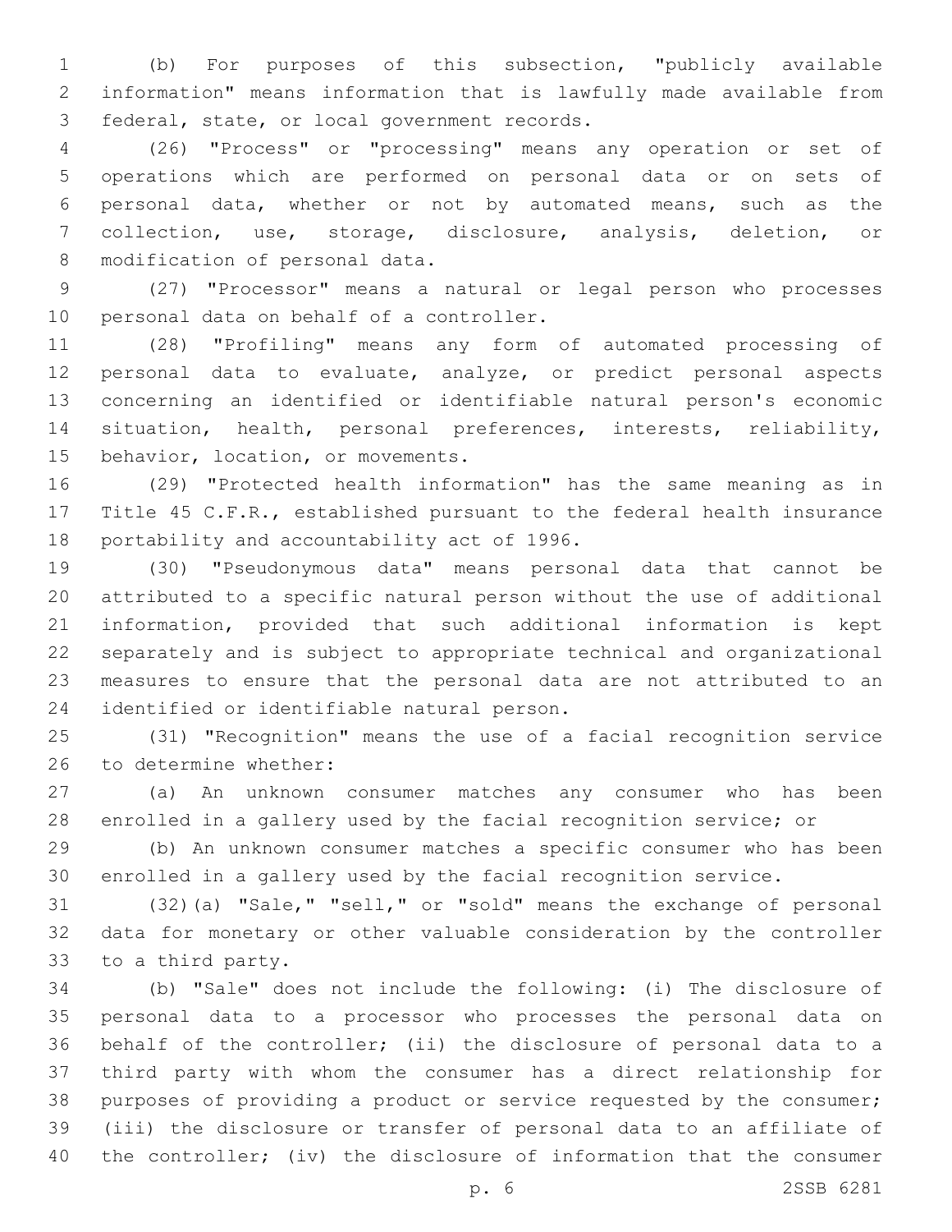(b) For purposes of this subsection, "publicly available information" means information that is lawfully made available from federal, state, or local government records.

(26) "Process" or "processing" means any operation or set of operations which are performed on personal data or on sets of personal data, whether or not by automated means, such as the collection, use, storage, disclosure, analysis, deletion, or modification of personal data.

(27) "Processor" means a natural or legal person who processes personal data on behalf of a controller.

(28) "Profiling" means any form of automated processing of personal data to evaluate, analyze, or predict personal aspects concerning an identified or identifiable natural person's economic situation, health, personal preferences, interests, reliability, behavior, location, or movements.

(29) "Protected health information" has the same meaning as in Title 45 C.F.R., established pursuant to the federal health insurance portability and accountability act of 1996.

(30) "Pseudonymous data" means personal data that cannot be attributed to a specific natural person without the use of additional information, provided that such additional information is kept separately and is subject to appropriate technical and organizational measures to ensure that the personal data are not attributed to an identified or identifiable natural person.

(31) "Recognition" means the use of a facial recognition service to determine whether:

(a) An unknown consumer matches any consumer who has been enrolled in a gallery used by the facial recognition service; or

(b) An unknown consumer matches a specific consumer who has been enrolled in a gallery used by the facial recognition service.

(32)(a) "Sale," "sell," or "sold" means the exchange of personal data for monetary or other valuable consideration by the controller to a third party.

(b) "Sale" does not include the following: (i) The disclosure of personal data to a processor who processes the personal data on behalf of the controller; (ii) the disclosure of personal data to a third party with whom the consumer has a direct relationship for purposes of providing a product or service requested by the consumer; (iii) the disclosure or transfer of personal data to an affiliate of the controller; (iv) the disclosure of information that the consumer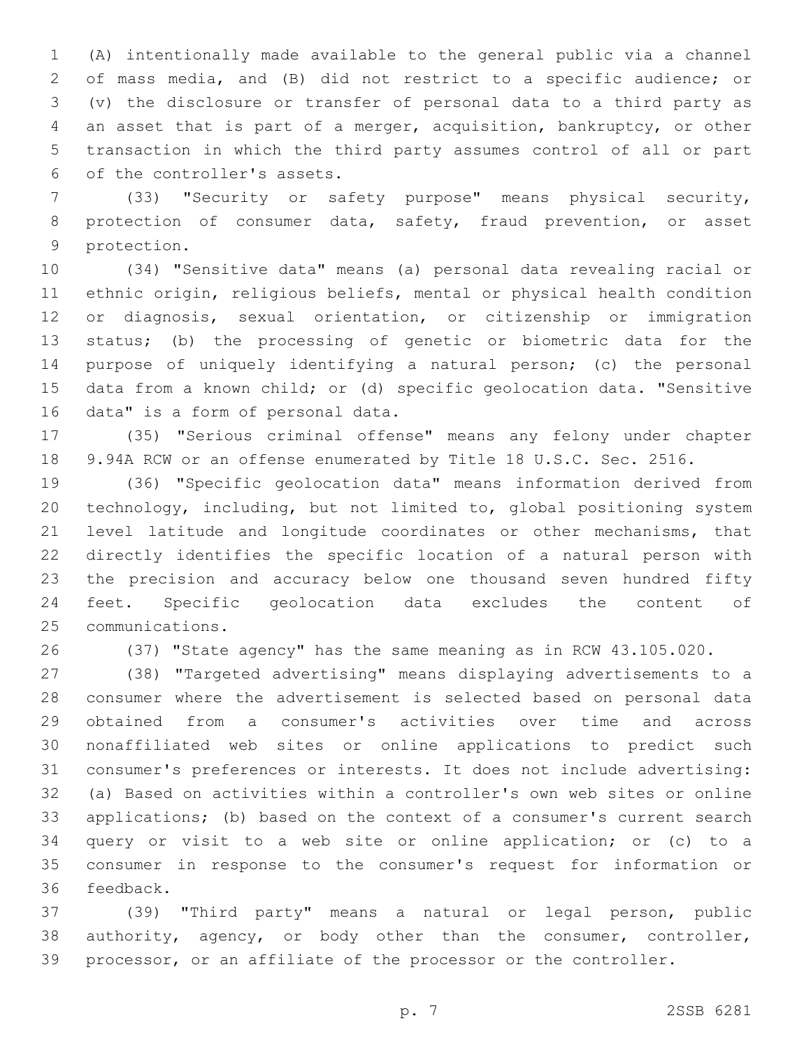(A) intentionally made available to the general public via a channel of mass media, and (B) did not restrict to a specific audience; or (v) the disclosure or transfer of personal data to a third party as an asset that is part of a merger, acquisition, bankruptcy, or other transaction in which the third party assumes control of all or part of the controller's assets.

(33) "Security or safety purpose" means physical security, protection of consumer data, safety, fraud prevention, or asset protection.

(34) "Sensitive data" means (a) personal data revealing racial or ethnic origin, religious beliefs, mental or physical health condition or diagnosis, sexual orientation, or citizenship or immigration status; (b) the processing of genetic or biometric data for the purpose of uniquely identifying a natural person; (c) the personal data from a known child; or (d) specific geolocation data. "Sensitive data" is a form of personal data.

(35) "Serious criminal offense" means any felony under chapter 9.94A RCW or an offense enumerated by Title 18 U.S.C. Sec. 2516.

(36) "Specific geolocation data" means information derived from technology, including, but not limited to, global positioning system level latitude and longitude coordinates or other mechanisms, that directly identifies the specific location of a natural person with the precision and accuracy below one thousand seven hundred fifty feet. Specific geolocation data excludes the content of communications.

(37) "State agency" has the same meaning as in RCW 43.105.020.

(38) "Targeted advertising" means displaying advertisements to a consumer where the advertisement is selected based on personal data obtained from a consumer's activities over time and across nonaffiliated web sites or online applications to predict such consumer's preferences or interests. It does not include advertising: (a) Based on activities within a controller's own web sites or online applications; (b) based on the context of a consumer's current search query or visit to a web site or online application; or (c) to a consumer in response to the consumer's request for information or feedback.

(39) "Third party" means a natural or legal person, public authority, agency, or body other than the consumer, controller, processor, or an affiliate of the processor or the controller.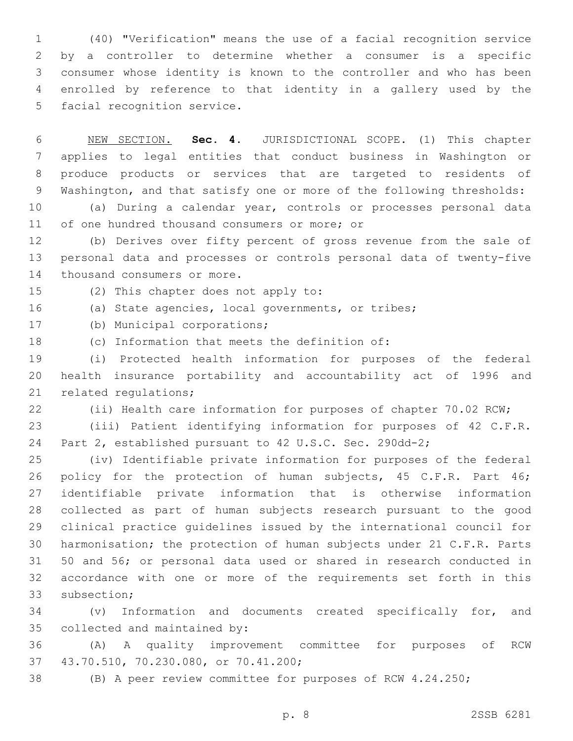(40) "Verification" means the use of a facial recognition service by a controller to determine whether a consumer is a specific consumer whose identity is known to the controller and who has been enrolled by reference to that identity in a gallery used by the facial recognition service.

NEW SECTION. **Sec. 4.** JURISDICTIONAL SCOPE. (1) This chapter applies to legal entities that conduct business in Washington or produce products or services that are targeted to residents of Washington, and that satisfy one or more of the following thresholds:

(a) During a calendar year, controls or processes personal data of one hundred thousand consumers or more; or

(b) Derives over fifty percent of gross revenue from the sale of personal data and processes or controls personal data of twenty-five thousand consumers or more.

(2) This chapter does not apply to:

(a) State agencies, local governments, or tribes;

(b) Municipal corporations;

(c) Information that meets the definition of:

(i) Protected health information for purposes of the federal health insurance portability and accountability act of 1996 and related regulations;

(ii) Health care information for purposes of chapter 70.02 RCW;

(iii) Patient identifying information for purposes of 42 C.F.R. Part 2, established pursuant to 42 U.S.C. Sec. 290dd-2;

(iv) Identifiable private information for purposes of the federal policy for the protection of human subjects, 45 C.F.R. Part 46; identifiable private information that is otherwise information collected as part of human subjects research pursuant to the good clinical practice guidelines issued by the international council for harmonisation; the protection of human subjects under 21 C.F.R. Parts 50 and 56; or personal data used or shared in research conducted in accordance with one or more of the requirements set forth in this subsection;

(v) Information and documents created specifically for, and collected and maintained by:

(A) A quality improvement committee for purposes of RCW 43.70.510, 70.230.080, or 70.41.200;

(B) A peer review committee for purposes of RCW 4.24.250;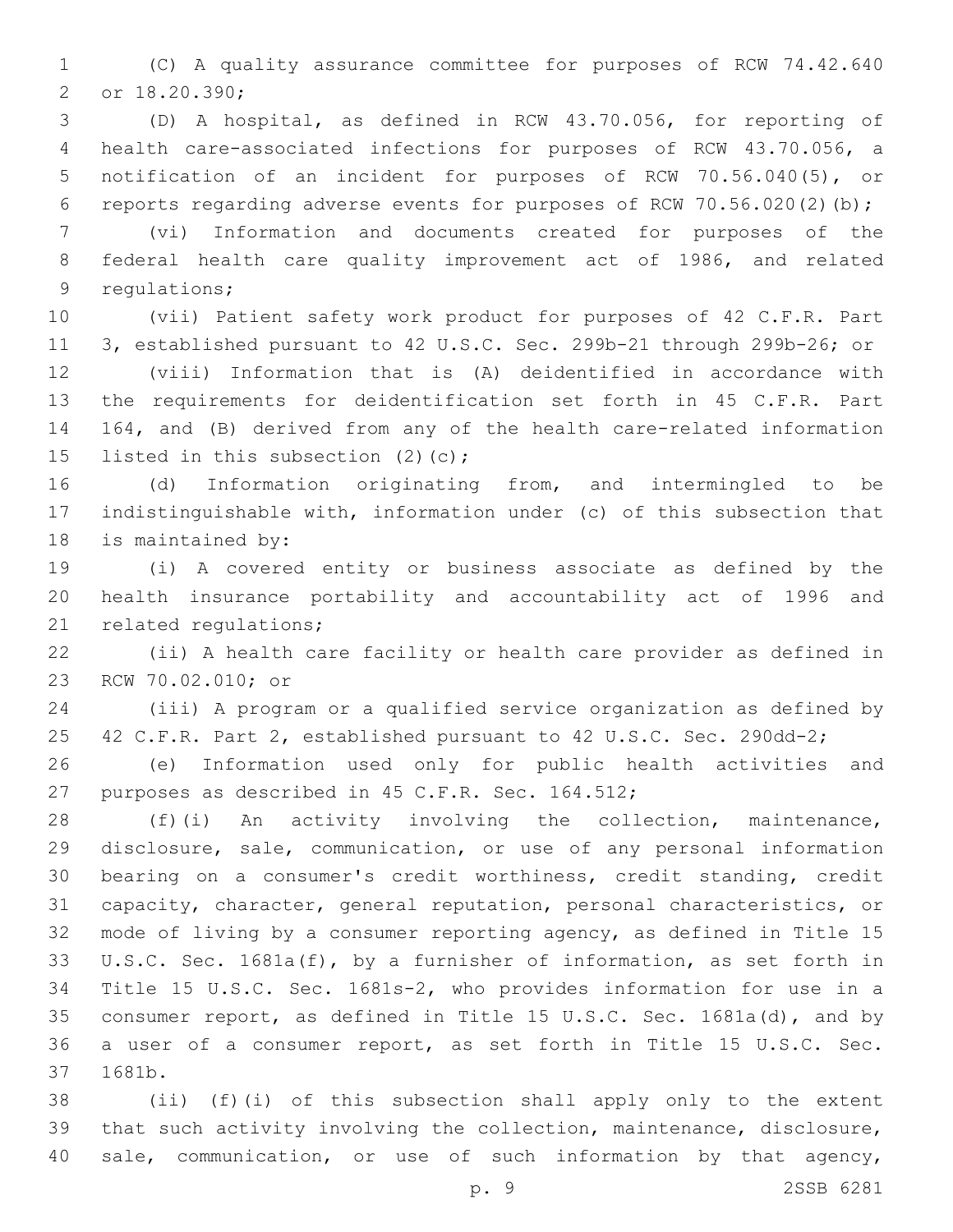(C) A quality assurance committee for purposes of RCW 74.42.640 or 18.20.390;

(D) A hospital, as defined in RCW 43.70.056, for reporting of health care-associated infections for purposes of RCW 43.70.056, a notification of an incident for purposes of RCW 70.56.040(5), or reports regarding adverse events for purposes of RCW 70.56.020(2)(b);

(vi) Information and documents created for purposes of the federal health care quality improvement act of 1986, and related regulations;

(vii) Patient safety work product for purposes of 42 C.F.R. Part 3, established pursuant to 42 U.S.C. Sec. 299b-21 through 299b-26; or

(viii) Information that is (A) deidentified in accordance with the requirements for deidentification set forth in 45 C.F.R. Part 164, and (B) derived from any of the health care-related information listed in this subsection (2)(c);

(d) Information originating from, and intermingled to be indistinguishable with, information under (c) of this subsection that is maintained by:

(i) A covered entity or business associate as defined by the health insurance portability and accountability act of 1996 and related regulations;

(ii) A health care facility or health care provider as defined in RCW 70.02.010; or

(iii) A program or a qualified service organization as defined by 42 C.F.R. Part 2, established pursuant to 42 U.S.C. Sec. 290dd-2;

(e) Information used only for public health activities and purposes as described in 45 C.F.R. Sec. 164.512;

(f)(i) An activity involving the collection, maintenance, disclosure, sale, communication, or use of any personal information bearing on a consumer's credit worthiness, credit standing, credit capacity, character, general reputation, personal characteristics, or mode of living by a consumer reporting agency, as defined in Title 15 U.S.C. Sec. 1681a(f), by a furnisher of information, as set forth in Title 15 U.S.C. Sec. 1681s-2, who provides information for use in a consumer report, as defined in Title 15 U.S.C. Sec. 1681a(d), and by a user of a consumer report, as set forth in Title 15 U.S.C. Sec. 1681b.

(ii) (f)(i) of this subsection shall apply only to the extent that such activity involving the collection, maintenance, disclosure, sale, communication, or use of such information by that agency,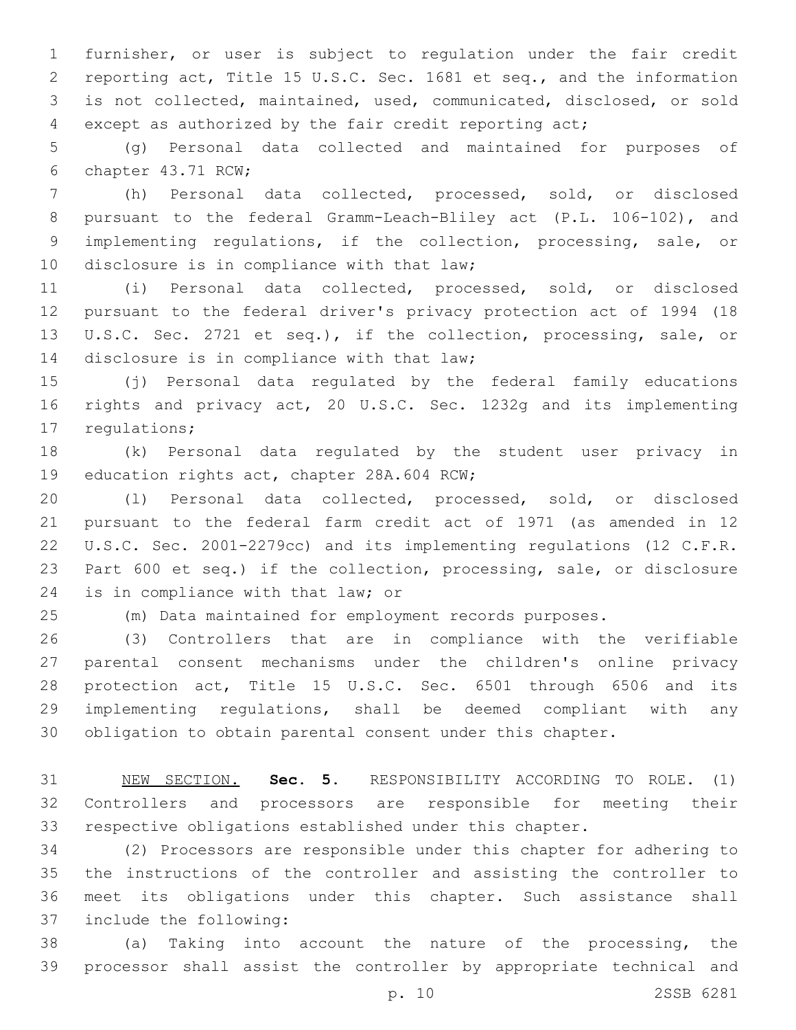furnisher, or user is subject to regulation under the fair credit reporting act, Title 15 U.S.C. Sec. 1681 et seq., and the information is not collected, maintained, used, communicated, disclosed, or sold except as authorized by the fair credit reporting act;

(g) Personal data collected and maintained for purposes of chapter 43.71 RCW;

(h) Personal data collected, processed, sold, or disclosed pursuant to the federal Gramm-Leach-Bliley act (P.L. 106-102), and implementing regulations, if the collection, processing, sale, or disclosure is in compliance with that law;

(i) Personal data collected, processed, sold, or disclosed pursuant to the federal driver's privacy protection act of 1994 (18 U.S.C. Sec. 2721 et seq.), if the collection, processing, sale, or disclosure is in compliance with that law;

(j) Personal data regulated by the federal family educations rights and privacy act, 20 U.S.C. Sec. 1232g and its implementing regulations;

(k) Personal data regulated by the student user privacy in education rights act, chapter 28A.604 RCW;

(l) Personal data collected, processed, sold, or disclosed pursuant to the federal farm credit act of 1971 (as amended in 12 U.S.C. Sec. 2001-2279cc) and its implementing regulations (12 C.F.R. Part 600 et seq.) if the collection, processing, sale, or disclosure is in compliance with that law; or

(m) Data maintained for employment records purposes.

(3) Controllers that are in compliance with the verifiable parental consent mechanisms under the children's online privacy protection act, Title 15 U.S.C. Sec. 6501 through 6506 and its implementing regulations, shall be deemed compliant with any obligation to obtain parental consent under this chapter.

NEW SECTION. **Sec. 5.** RESPONSIBILITY ACCORDING TO ROLE. (1) Controllers and processors are responsible for meeting their respective obligations established under this chapter.

(2) Processors are responsible under this chapter for adhering to the instructions of the controller and assisting the controller to meet its obligations under this chapter. Such assistance shall include the following:

(a) Taking into account the nature of the processing, the processor shall assist the controller by appropriate technical and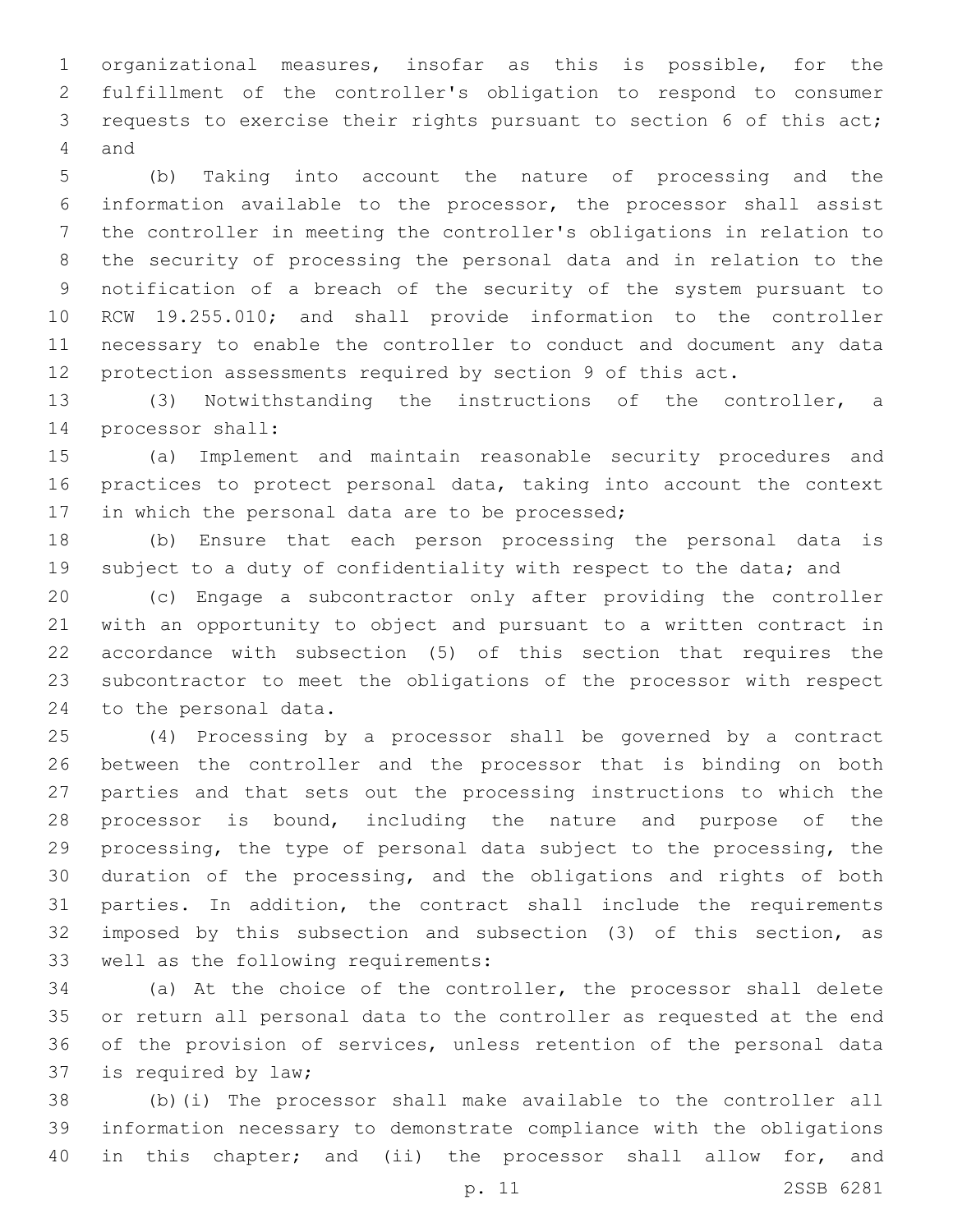organizational measures, insofar as this is possible, for the fulfillment of the controller's obligation to respond to consumer requests to exercise their rights pursuant to section 6 of this act; and

(b) Taking into account the nature of processing and the information available to the processor, the processor shall assist the controller in meeting the controller's obligations in relation to the security of processing the personal data and in relation to the notification of a breach of the security of the system pursuant to RCW 19.255.010; and shall provide information to the controller necessary to enable the controller to conduct and document any data protection assessments required by section 9 of this act.

(3) Notwithstanding the instructions of the controller, a processor shall:

(a) Implement and maintain reasonable security procedures and practices to protect personal data, taking into account the context in which the personal data are to be processed;

(b) Ensure that each person processing the personal data is subject to a duty of confidentiality with respect to the data; and

(c) Engage a subcontractor only after providing the controller with an opportunity to object and pursuant to a written contract in accordance with subsection (5) of this section that requires the subcontractor to meet the obligations of the processor with respect to the personal data.

(4) Processing by a processor shall be governed by a contract between the controller and the processor that is binding on both parties and that sets out the processing instructions to which the processor is bound, including the nature and purpose of the processing, the type of personal data subject to the processing, the duration of the processing, and the obligations and rights of both parties. In addition, the contract shall include the requirements imposed by this subsection and subsection (3) of this section, as well as the following requirements:

(a) At the choice of the controller, the processor shall delete or return all personal data to the controller as requested at the end of the provision of services, unless retention of the personal data is required by law;

(b)(i) The processor shall make available to the controller all information necessary to demonstrate compliance with the obligations in this chapter; and (ii) the processor shall allow for, and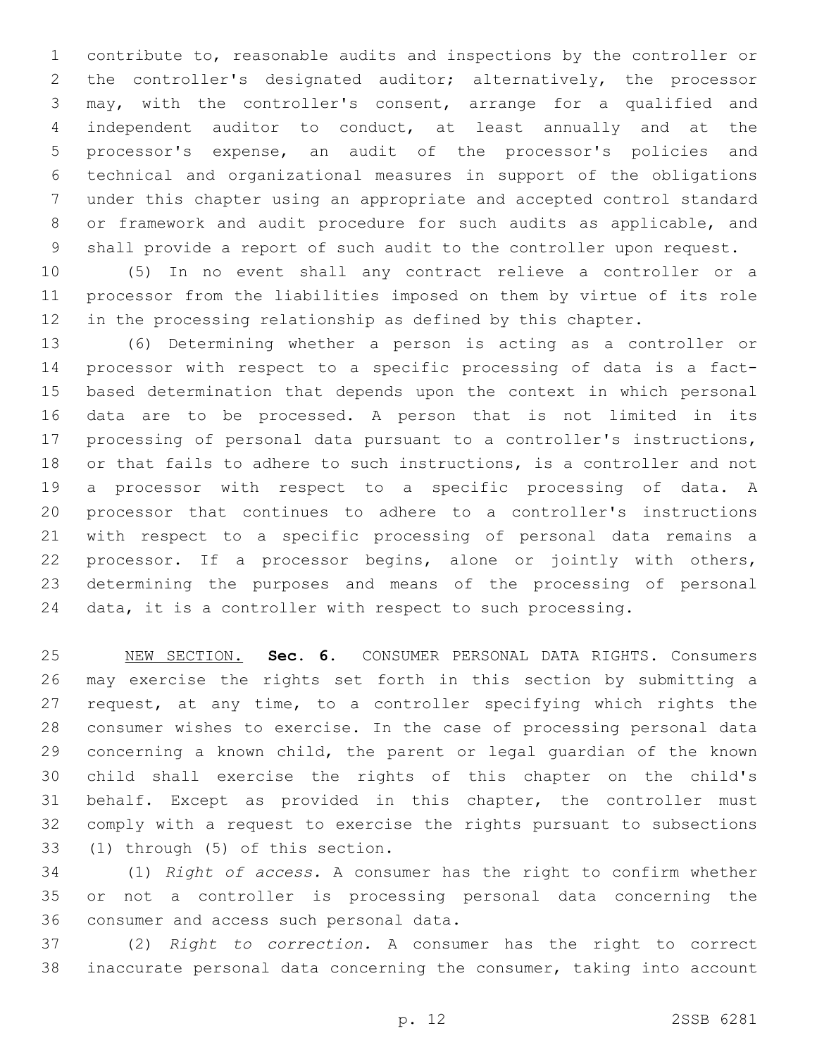contribute to, reasonable audits and inspections by the controller or the controller's designated auditor; alternatively, the processor may, with the controller's consent, arrange for a qualified and independent auditor to conduct, at least annually and at the processor's expense, an audit of the processor's policies and technical and organizational measures in support of the obligations under this chapter using an appropriate and accepted control standard or framework and audit procedure for such audits as applicable, and shall provide a report of such audit to the controller upon request.

(5) In no event shall any contract relieve a controller or a processor from the liabilities imposed on them by virtue of its role in the processing relationship as defined by this chapter.

(6) Determining whether a person is acting as a controller or processor with respect to a specific processing of data is a fact-based determination that depends upon the context in which personal data are to be processed. A person that is not limited in its processing of personal data pursuant to a controller's instructions, or that fails to adhere to such instructions, is a controller and not a processor with respect to a specific processing of data. A processor that continues to adhere to a controller's instructions with respect to a specific processing of personal data remains a processor. If a processor begins, alone or jointly with others, determining the purposes and means of the processing of personal data, it is a controller with respect to such processing.

NEW SECTION. **Sec. 6.** CONSUMER PERSONAL DATA RIGHTS. Consumers may exercise the rights set forth in this section by submitting a request, at any time, to a controller specifying which rights the consumer wishes to exercise. In the case of processing personal data concerning a known child, the parent or legal guardian of the known child shall exercise the rights of this chapter on the child's behalf. Except as provided in this chapter, the controller must comply with a request to exercise the rights pursuant to subsections (1) through (5) of this section.

(1) *Right of access.* A consumer has the right to confirm whether or not a controller is processing personal data concerning the consumer and access such personal data.

(2) *Right to correction.* A consumer has the right to correct inaccurate personal data concerning the consumer, taking into account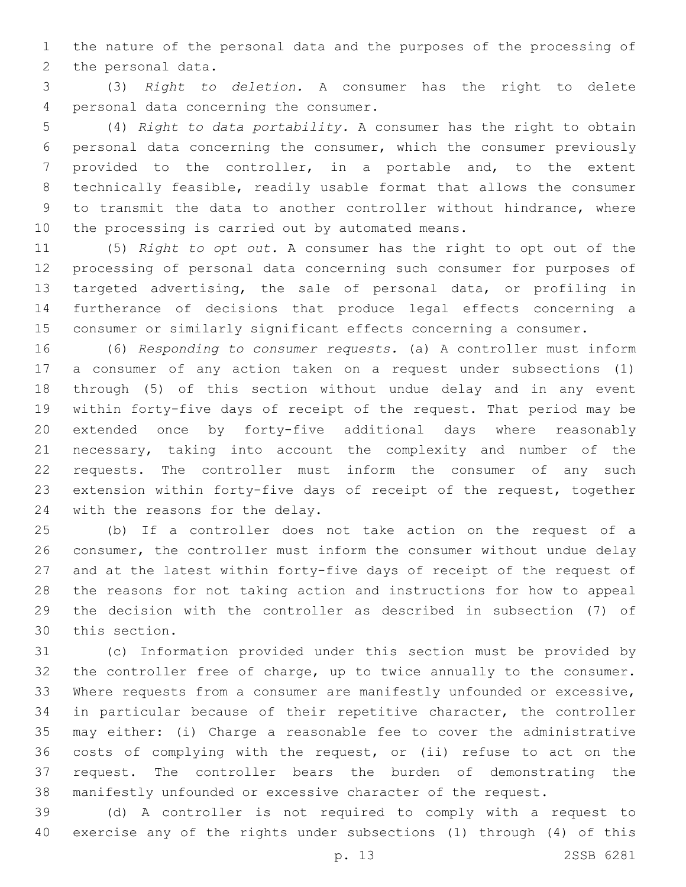the nature of the personal data and the purposes of the processing of the personal data.

(3) *Right to deletion.* A consumer has the right to delete personal data concerning the consumer.

(4) *Right to data portability.* A consumer has the right to obtain personal data concerning the consumer, which the consumer previously provided to the controller, in a portable and, to the extent technically feasible, readily usable format that allows the consumer to transmit the data to another controller without hindrance, where the processing is carried out by automated means.

(5) *Right to opt out.* A consumer has the right to opt out of the processing of personal data concerning such consumer for purposes of targeted advertising, the sale of personal data, or profiling in furtherance of decisions that produce legal effects concerning a consumer or similarly significant effects concerning a consumer.

(6) *Responding to consumer requests.* (a) A controller must inform a consumer of any action taken on a request under subsections (1) through (5) of this section without undue delay and in any event within forty-five days of receipt of the request. That period may be extended once by forty-five additional days where reasonably necessary, taking into account the complexity and number of the requests. The controller must inform the consumer of any such extension within forty-five days of receipt of the request, together with the reasons for the delay.

(b) If a controller does not take action on the request of a consumer, the controller must inform the consumer without undue delay and at the latest within forty-five days of receipt of the request of the reasons for not taking action and instructions for how to appeal the decision with the controller as described in subsection (7) of this section.

(c) Information provided under this section must be provided by the controller free of charge, up to twice annually to the consumer. Where requests from a consumer are manifestly unfounded or excessive, in particular because of their repetitive character, the controller may either: (i) Charge a reasonable fee to cover the administrative costs of complying with the request, or (ii) refuse to act on the request. The controller bears the burden of demonstrating the manifestly unfounded or excessive character of the request.

(d) A controller is not required to comply with a request to exercise any of the rights under subsections (1) through (4) of this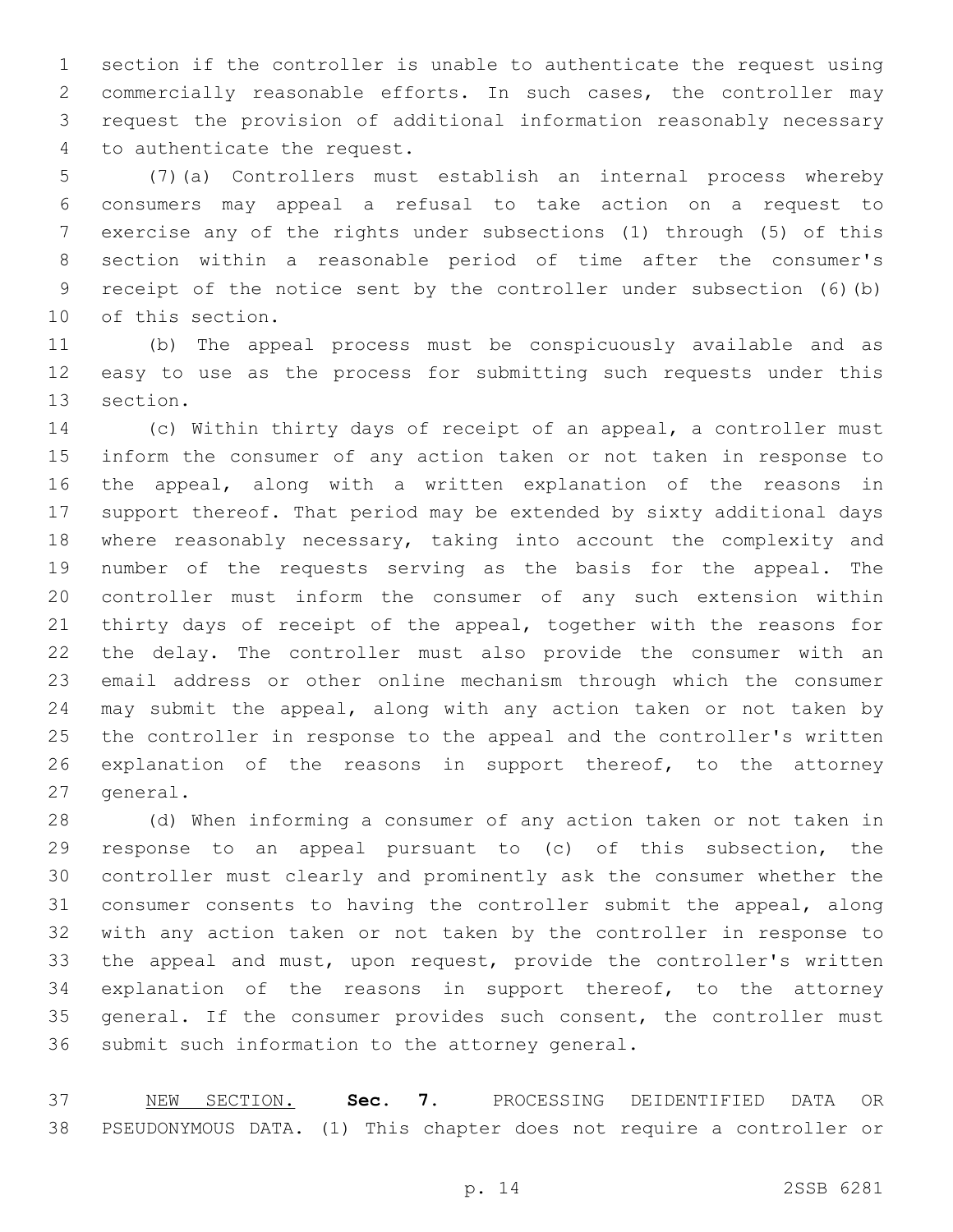section if the controller is unable to authenticate the request using commercially reasonable efforts. In such cases, the controller may request the provision of additional information reasonably necessary to authenticate the request.

(7)(a) Controllers must establish an internal process whereby consumers may appeal a refusal to take action on a request to exercise any of the rights under subsections (1) through (5) of this section within a reasonable period of time after the consumer's receipt of the notice sent by the controller under subsection (6)(b) of this section.

(b) The appeal process must be conspicuously available and as easy to use as the process for submitting such requests under this section.

(c) Within thirty days of receipt of an appeal, a controller must inform the consumer of any action taken or not taken in response to the appeal, along with a written explanation of the reasons in support thereof. That period may be extended by sixty additional days where reasonably necessary, taking into account the complexity and number of the requests serving as the basis for the appeal. The controller must inform the consumer of any such extension within thirty days of receipt of the appeal, together with the reasons for the delay. The controller must also provide the consumer with an email address or other online mechanism through which the consumer may submit the appeal, along with any action taken or not taken by the controller in response to the appeal and the controller's written explanation of the reasons in support thereof, to the attorney general.

(d) When informing a consumer of any action taken or not taken in response to an appeal pursuant to (c) of this subsection, the controller must clearly and prominently ask the consumer whether the consumer consents to having the controller submit the appeal, along with any action taken or not taken by the controller in response to the appeal and must, upon request, provide the controller's written explanation of the reasons in support thereof, to the attorney general. If the consumer provides such consent, the controller must submit such information to the attorney general.

NEW SECTION. **Sec. 7.** PROCESSING DEIDENTIFIED DATA OR PSEUDONYMOUS DATA. (1) This chapter does not require a controller or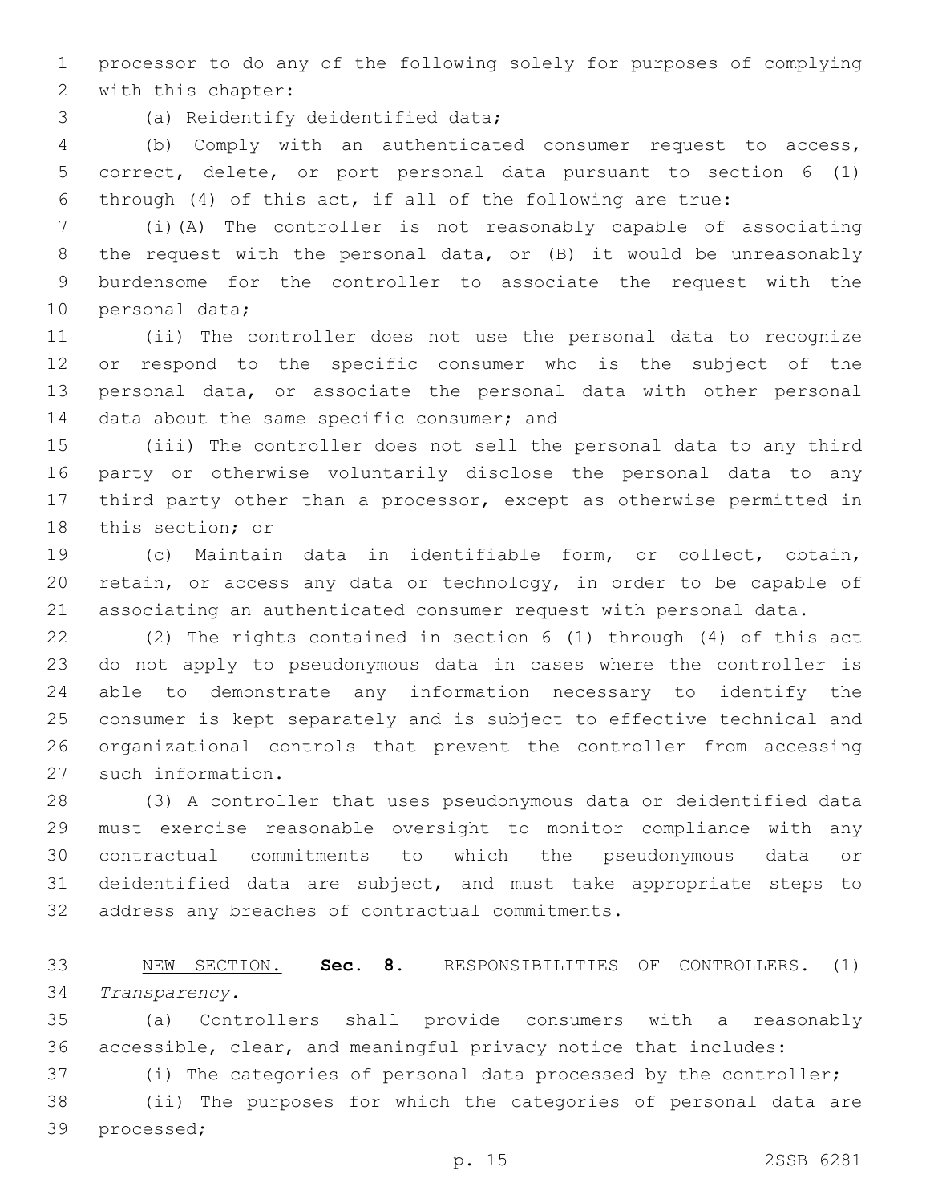processor to do any of the following solely for purposes of complying with this chapter:

(a) Reidentify deidentified data;

(b) Comply with an authenticated consumer request to access, correct, delete, or port personal data pursuant to section 6 (1) through (4) of this act, if all of the following are true:

(i)(A) The controller is not reasonably capable of associating the request with the personal data, or (B) it would be unreasonably burdensome for the controller to associate the request with the personal data;

(ii) The controller does not use the personal data to recognize or respond to the specific consumer who is the subject of the personal data, or associate the personal data with other personal data about the same specific consumer; and

(iii) The controller does not sell the personal data to any third party or otherwise voluntarily disclose the personal data to any third party other than a processor, except as otherwise permitted in this section; or

(c) Maintain data in identifiable form, or collect, obtain, retain, or access any data or technology, in order to be capable of associating an authenticated consumer request with personal data.

(2) The rights contained in section 6 (1) through (4) of this act do not apply to pseudonymous data in cases where the controller is able to demonstrate any information necessary to identify the consumer is kept separately and is subject to effective technical and organizational controls that prevent the controller from accessing such information.

(3) A controller that uses pseudonymous data or deidentified data must exercise reasonable oversight to monitor compliance with any contractual commitments to which the pseudonymous data or deidentified data are subject, and must take appropriate steps to address any breaches of contractual commitments.

NEW SECTION. **Sec. 8.** RESPONSIBILITIES OF CONTROLLERS. (1) *Transparency.*

(a) Controllers shall provide consumers with a reasonably accessible, clear, and meaningful privacy notice that includes:

(i) The categories of personal data processed by the controller;

(ii) The purposes for which the categories of personal data are processed;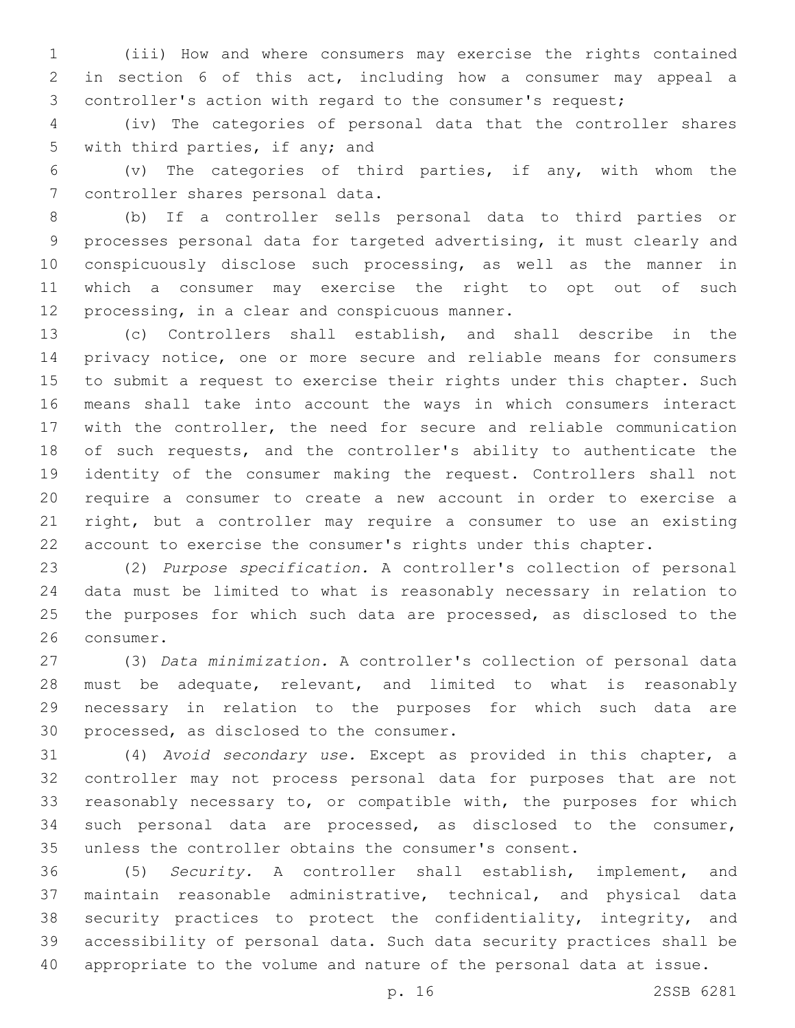(iii) How and where consumers may exercise the rights contained in section 6 of this act, including how a consumer may appeal a controller's action with regard to the consumer's request;

(iv) The categories of personal data that the controller shares with third parties, if any; and

(v) The categories of third parties, if any, with whom the controller shares personal data.

(b) If a controller sells personal data to third parties or processes personal data for targeted advertising, it must clearly and conspicuously disclose such processing, as well as the manner in which a consumer may exercise the right to opt out of such processing, in a clear and conspicuous manner.

(c) Controllers shall establish, and shall describe in the privacy notice, one or more secure and reliable means for consumers to submit a request to exercise their rights under this chapter. Such means shall take into account the ways in which consumers interact with the controller, the need for secure and reliable communication of such requests, and the controller's ability to authenticate the identity of the consumer making the request. Controllers shall not require a consumer to create a new account in order to exercise a right, but a controller may require a consumer to use an existing account to exercise the consumer's rights under this chapter.

(2) *Purpose specification.* A controller's collection of personal data must be limited to what is reasonably necessary in relation to the purposes for which such data are processed, as disclosed to the consumer.

(3) *Data minimization.* A controller's collection of personal data must be adequate, relevant, and limited to what is reasonably necessary in relation to the purposes for which such data are processed, as disclosed to the consumer.

(4) *Avoid secondary use.* Except as provided in this chapter, a controller may not process personal data for purposes that are not reasonably necessary to, or compatible with, the purposes for which such personal data are processed, as disclosed to the consumer, unless the controller obtains the consumer's consent.

(5) *Security.* A controller shall establish, implement, and maintain reasonable administrative, technical, and physical data security practices to protect the confidentiality, integrity, and accessibility of personal data. Such data security practices shall be appropriate to the volume and nature of the personal data at issue.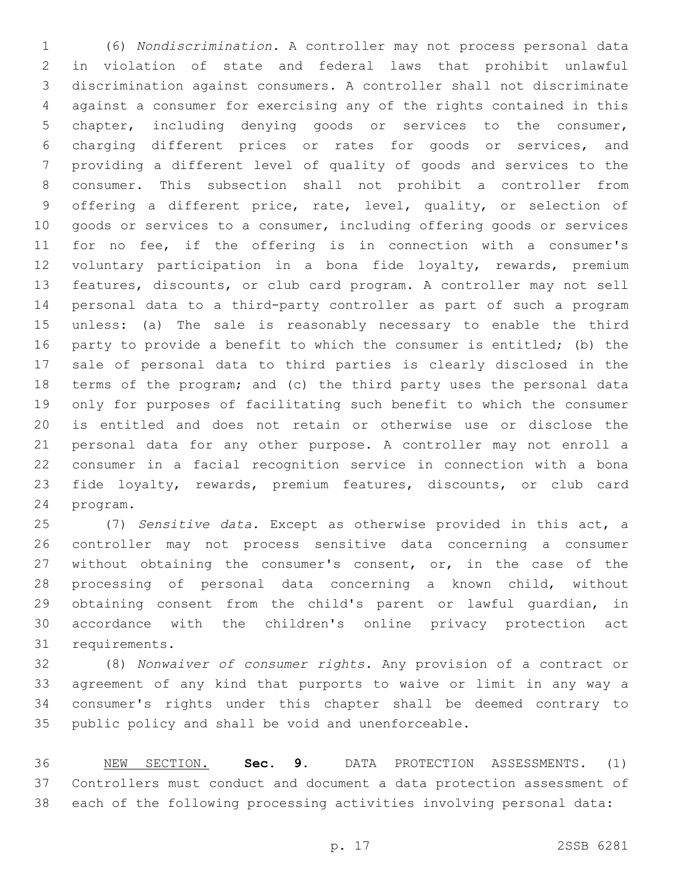(6) *Nondiscrimination.* A controller may not process personal data in violation of state and federal laws that prohibit unlawful discrimination against consumers. A controller shall not discriminate against a consumer for exercising any of the rights contained in this chapter, including denying goods or services to the consumer, charging different prices or rates for goods or services, and providing a different level of quality of goods and services to the consumer. This subsection shall not prohibit a controller from offering a different price, rate, level, quality, or selection of goods or services to a consumer, including offering goods or services for no fee, if the offering is in connection with a consumer's voluntary participation in a bona fide loyalty, rewards, premium features, discounts, or club card program. A controller may not sell personal data to a third-party controller as part of such a program unless: (a) The sale is reasonably necessary to enable the third party to provide a benefit to which the consumer is entitled; (b) the sale of personal data to third parties is clearly disclosed in the terms of the program; and (c) the third party uses the personal data only for purposes of facilitating such benefit to which the consumer is entitled and does not retain or otherwise use or disclose the personal data for any other purpose. A controller may not enroll a consumer in a facial recognition service in connection with a bona fide loyalty, rewards, premium features, discounts, or club card program.

(7) *Sensitive data.* Except as otherwise provided in this act, a controller may not process sensitive data concerning a consumer without obtaining the consumer's consent, or, in the case of the processing of personal data concerning a known child, without obtaining consent from the child's parent or lawful guardian, in accordance with the children's online privacy protection act requirements.

(8) *Nonwaiver of consumer rights.* Any provision of a contract or agreement of any kind that purports to waive or limit in any way a consumer's rights under this chapter shall be deemed contrary to public policy and shall be void and unenforceable.

NEW SECTION. **Sec. 9.** DATA PROTECTION ASSESSMENTS. (1) Controllers must conduct and document a data protection assessment of each of the following processing activities involving personal data: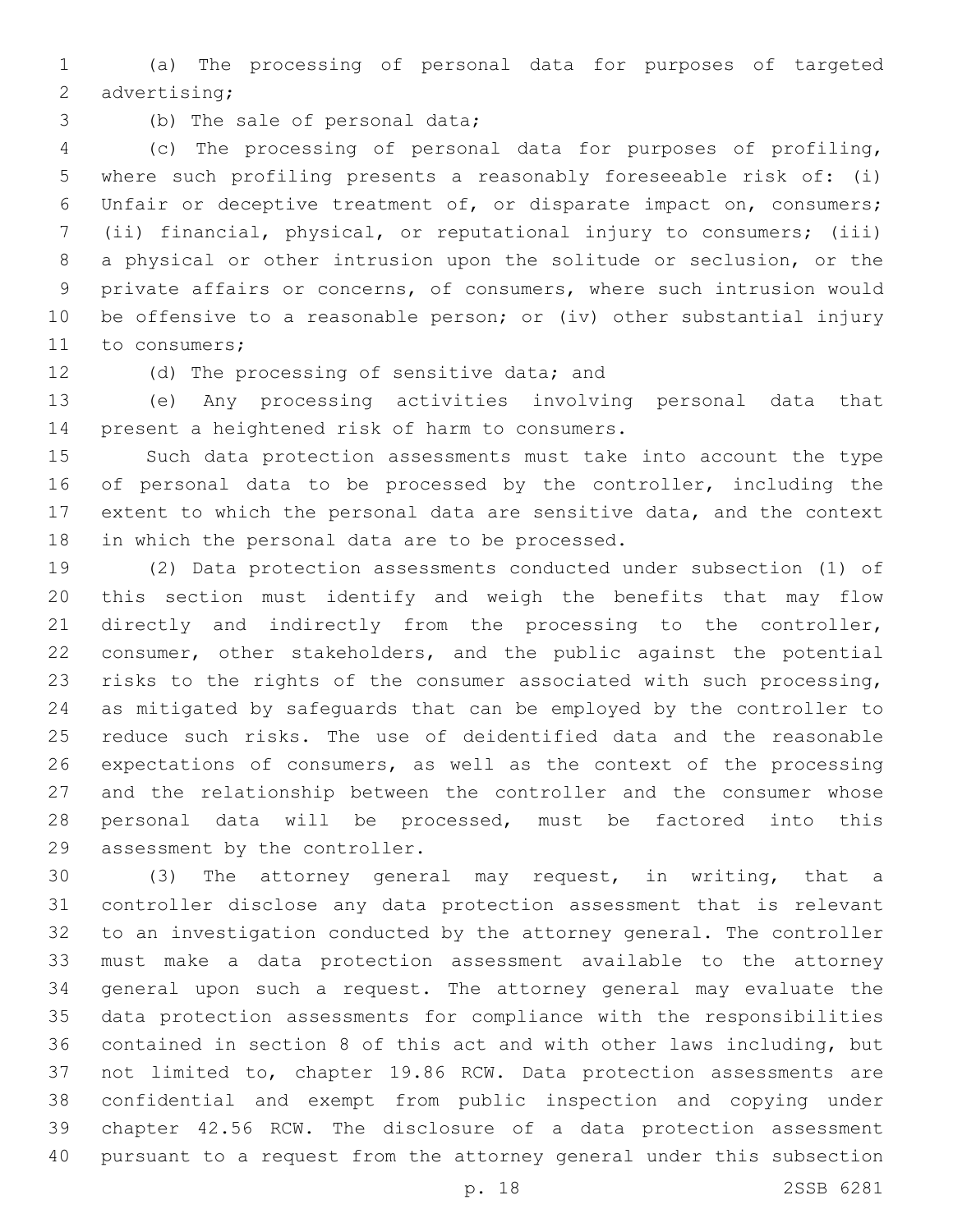(a) The processing of personal data for purposes of targeted advertising;

(b) The sale of personal data;

(c) The processing of personal data for purposes of profiling, where such profiling presents a reasonably foreseeable risk of: (i) Unfair or deceptive treatment of, or disparate impact on, consumers; (ii) financial, physical, or reputational injury to consumers; (iii) a physical or other intrusion upon the solitude or seclusion, or the private affairs or concerns, of consumers, where such intrusion would be offensive to a reasonable person; or (iv) other substantial injury to consumers;

(d) The processing of sensitive data; and

(e) Any processing activities involving personal data that present a heightened risk of harm to consumers.

Such data protection assessments must take into account the type of personal data to be processed by the controller, including the extent to which the personal data are sensitive data, and the context in which the personal data are to be processed.

(2) Data protection assessments conducted under subsection (1) of this section must identify and weigh the benefits that may flow directly and indirectly from the processing to the controller, consumer, other stakeholders, and the public against the potential risks to the rights of the consumer associated with such processing, as mitigated by safeguards that can be employed by the controller to reduce such risks. The use of deidentified data and the reasonable expectations of consumers, as well as the context of the processing and the relationship between the controller and the consumer whose personal data will be processed, must be factored into this assessment by the controller.

(3) The attorney general may request, in writing, that a controller disclose any data protection assessment that is relevant to an investigation conducted by the attorney general. The controller must make a data protection assessment available to the attorney general upon such a request. The attorney general may evaluate the data protection assessments for compliance with the responsibilities contained in section 8 of this act and with other laws including, but not limited to, chapter 19.86 RCW. Data protection assessments are confidential and exempt from public inspection and copying under chapter 42.56 RCW. The disclosure of a data protection assessment pursuant to a request from the attorney general under this subsection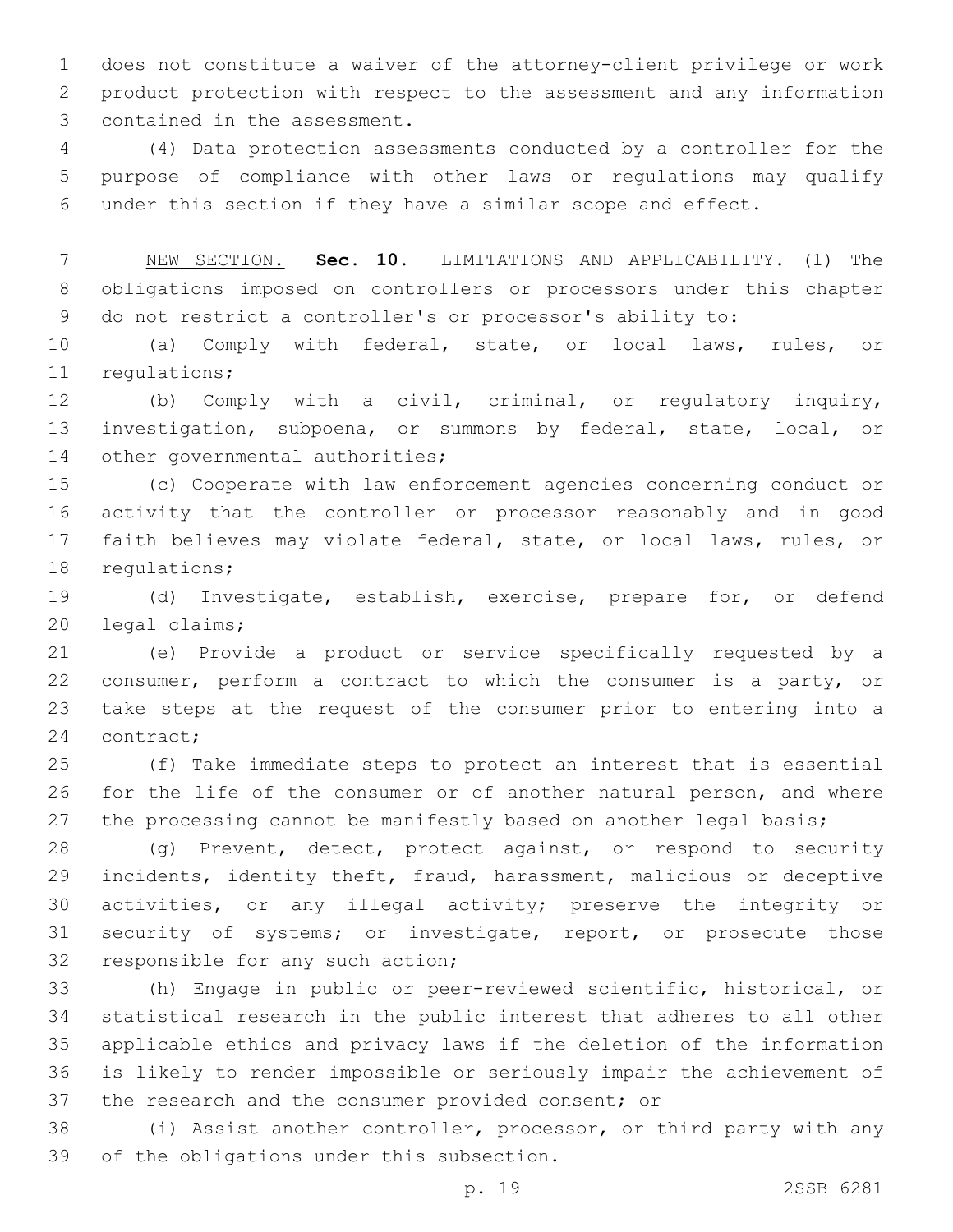does not constitute a waiver of the attorney-client privilege or work product protection with respect to the assessment and any information contained in the assessment.

(4) Data protection assessments conducted by a controller for the purpose of compliance with other laws or regulations may qualify under this section if they have a similar scope and effect.

NEW SECTION. **Sec. 10.** LIMITATIONS AND APPLICABILITY. (1) The obligations imposed on controllers or processors under this chapter do not restrict a controller's or processor's ability to:

(a) Comply with federal, state, or local laws, rules, or regulations;

(b) Comply with a civil, criminal, or regulatory inquiry, investigation, subpoena, or summons by federal, state, local, or other governmental authorities;

(c) Cooperate with law enforcement agencies concerning conduct or activity that the controller or processor reasonably and in good faith believes may violate federal, state, or local laws, rules, or regulations;

(d) Investigate, establish, exercise, prepare for, or defend legal claims;

(e) Provide a product or service specifically requested by a consumer, perform a contract to which the consumer is a party, or take steps at the request of the consumer prior to entering into a contract;

(f) Take immediate steps to protect an interest that is essential for the life of the consumer or of another natural person, and where the processing cannot be manifestly based on another legal basis;

(g) Prevent, detect, protect against, or respond to security incidents, identity theft, fraud, harassment, malicious or deceptive activities, or any illegal activity; preserve the integrity or security of systems; or investigate, report, or prosecute those responsible for any such action;

(h) Engage in public or peer-reviewed scientific, historical, or statistical research in the public interest that adheres to all other applicable ethics and privacy laws if the deletion of the information is likely to render impossible or seriously impair the achievement of the research and the consumer provided consent; or

(i) Assist another controller, processor, or third party with any of the obligations under this subsection.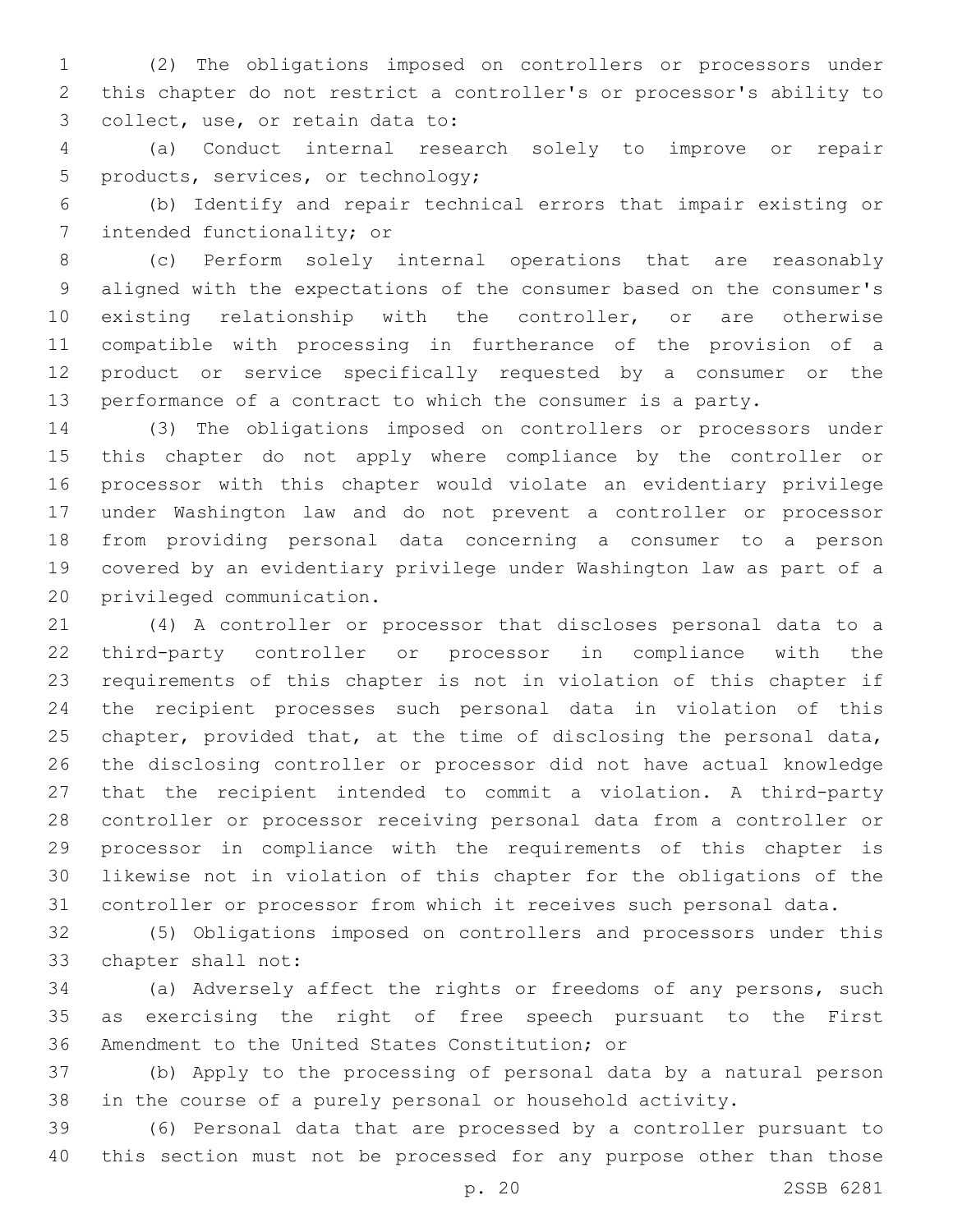(2) The obligations imposed on controllers or processors under this chapter do not restrict a controller's or processor's ability to collect, use, or retain data to:

(a) Conduct internal research solely to improve or repair products, services, or technology;

(b) Identify and repair technical errors that impair existing or intended functionality; or

(c) Perform solely internal operations that are reasonably aligned with the expectations of the consumer based on the consumer's existing relationship with the controller, or are otherwise compatible with processing in furtherance of the provision of a product or service specifically requested by a consumer or the performance of a contract to which the consumer is a party.

(3) The obligations imposed on controllers or processors under this chapter do not apply where compliance by the controller or processor with this chapter would violate an evidentiary privilege under Washington law and do not prevent a controller or processor from providing personal data concerning a consumer to a person covered by an evidentiary privilege under Washington law as part of a privileged communication.

(4) A controller or processor that discloses personal data to a third-party controller or processor in compliance with the requirements of this chapter is not in violation of this chapter if the recipient processes such personal data in violation of this chapter, provided that, at the time of disclosing the personal data, the disclosing controller or processor did not have actual knowledge that the recipient intended to commit a violation. A third-party controller or processor receiving personal data from a controller or processor in compliance with the requirements of this chapter is likewise not in violation of this chapter for the obligations of the controller or processor from which it receives such personal data.

(5) Obligations imposed on controllers and processors under this chapter shall not:

(a) Adversely affect the rights or freedoms of any persons, such as exercising the right of free speech pursuant to the First Amendment to the United States Constitution; or

(b) Apply to the processing of personal data by a natural person in the course of a purely personal or household activity.

(6) Personal data that are processed by a controller pursuant to this section must not be processed for any purpose other than those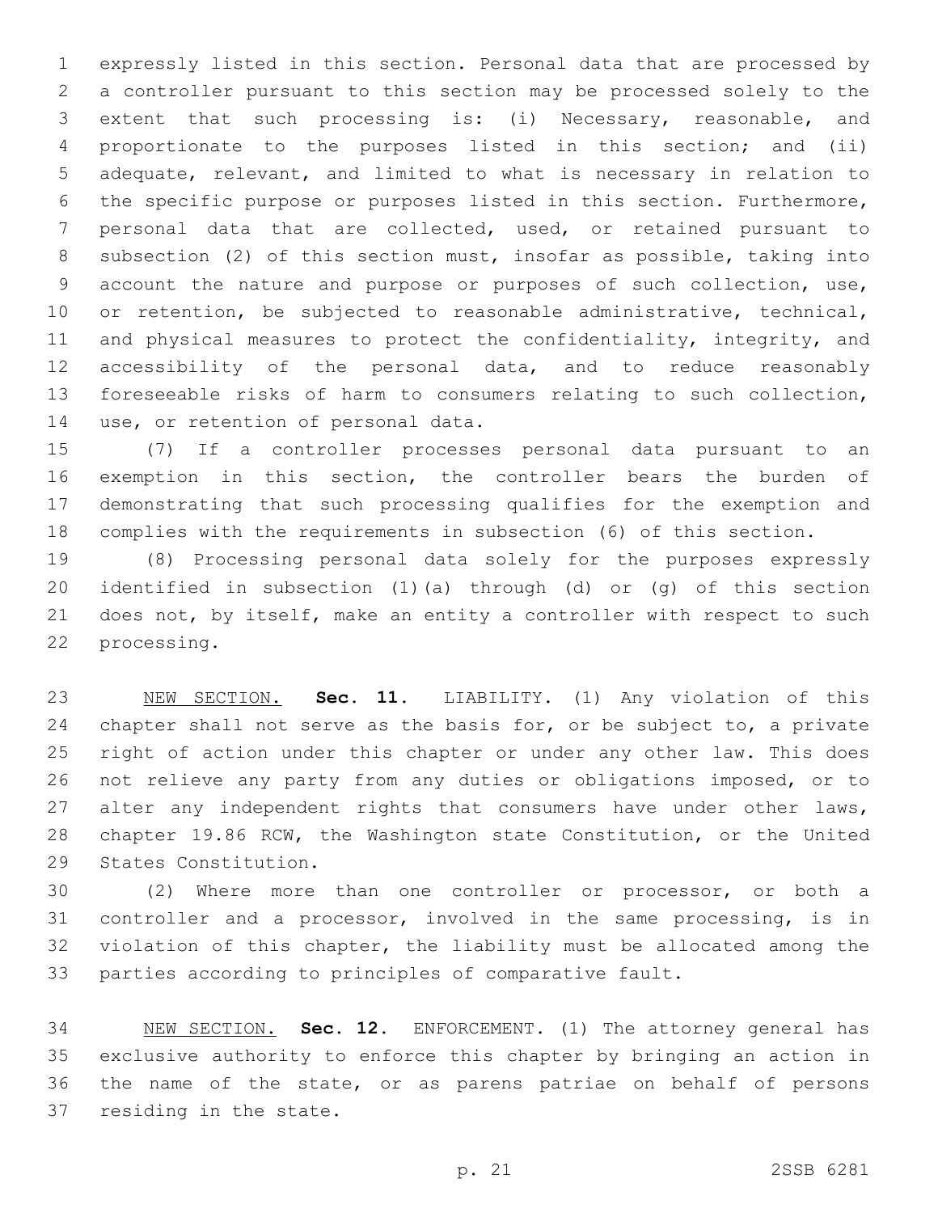expressly listed in this section. Personal data that are processed by a controller pursuant to this section may be processed solely to the extent that such processing is: (i) Necessary, reasonable, and proportionate to the purposes listed in this section; and (ii) adequate, relevant, and limited to what is necessary in relation to the specific purpose or purposes listed in this section. Furthermore, personal data that are collected, used, or retained pursuant to subsection (2) of this section must, insofar as possible, taking into account the nature and purpose or purposes of such collection, use, or retention, be subjected to reasonable administrative, technical, and physical measures to protect the confidentiality, integrity, and accessibility of the personal data, and to reduce reasonably foreseeable risks of harm to consumers relating to such collection, use, or retention of personal data.

(7) If a controller processes personal data pursuant to an exemption in this section, the controller bears the burden of demonstrating that such processing qualifies for the exemption and complies with the requirements in subsection (6) of this section.

(8) Processing personal data solely for the purposes expressly identified in subsection (1)(a) through (d) or (g) of this section does not, by itself, make an entity a controller with respect to such processing.

NEW SECTION. **Sec. 11.** LIABILITY. (1) Any violation of this chapter shall not serve as the basis for, or be subject to, a private right of action under this chapter or under any other law. This does not relieve any party from any duties or obligations imposed, or to alter any independent rights that consumers have under other laws, chapter 19.86 RCW, the Washington state Constitution, or the United States Constitution.

(2) Where more than one controller or processor, or both a controller and a processor, involved in the same processing, is in violation of this chapter, the liability must be allocated among the parties according to principles of comparative fault.

NEW SECTION. **Sec. 12.** ENFORCEMENT. (1) The attorney general has exclusive authority to enforce this chapter by bringing an action in the name of the state, or as parens patriae on behalf of persons residing in the state.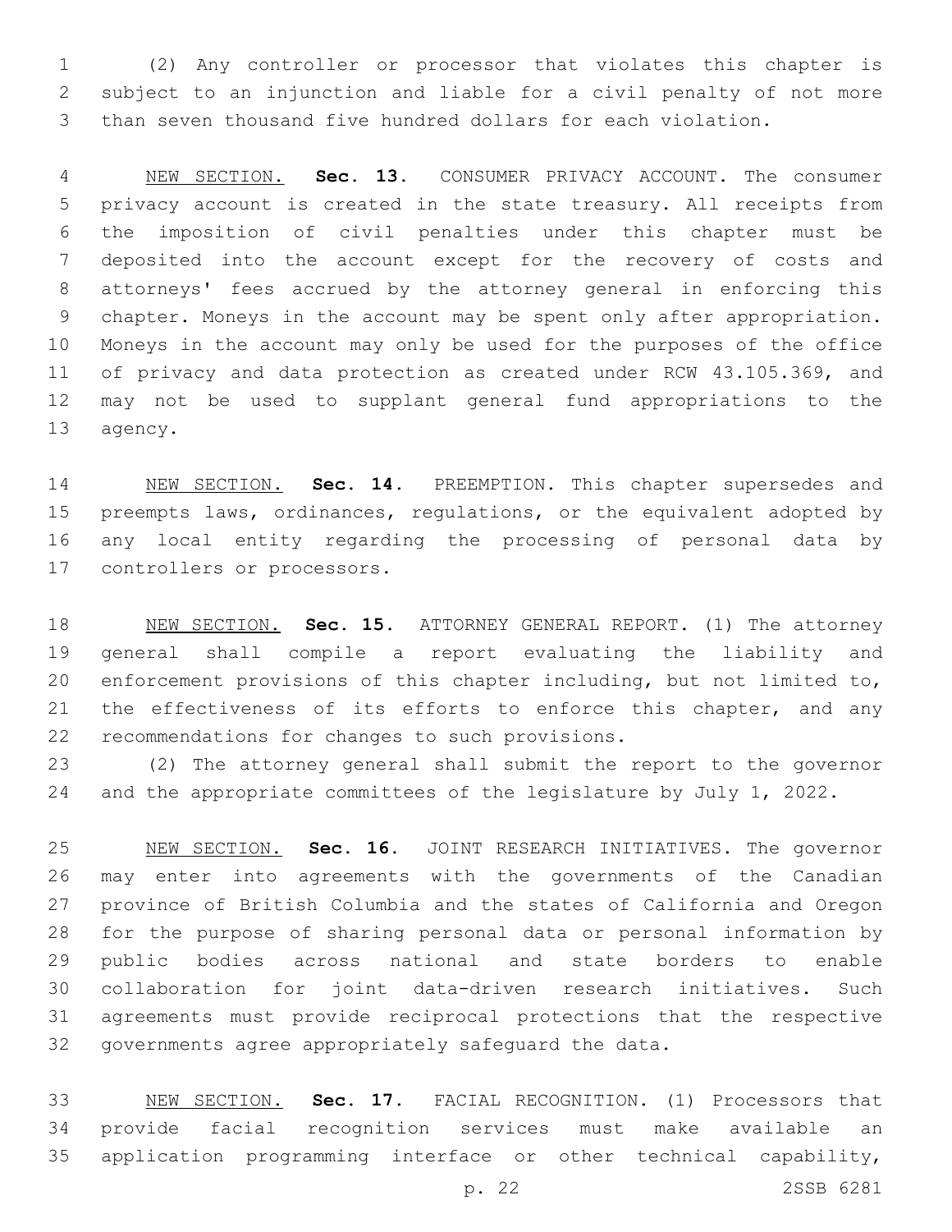(2) Any controller or processor that violates this chapter is subject to an injunction and liable for a civil penalty of not more than seven thousand five hundred dollars for each violation.

NEW SECTION. **Sec. 13.** CONSUMER PRIVACY ACCOUNT. The consumer privacy account is created in the state treasury. All receipts from the imposition of civil penalties under this chapter must be deposited into the account except for the recovery of costs and attorneys' fees accrued by the attorney general in enforcing this chapter. Moneys in the account may be spent only after appropriation. Moneys in the account may only be used for the purposes of the office of privacy and data protection as created under RCW 43.105.369, and may not be used to supplant general fund appropriations to the agency.

NEW SECTION. **Sec. 14.** PREEMPTION. This chapter supersedes and preempts laws, ordinances, regulations, or the equivalent adopted by any local entity regarding the processing of personal data by controllers or processors.

NEW SECTION. **Sec. 15.** ATTORNEY GENERAL REPORT. (1) The attorney general shall compile a report evaluating the liability and enforcement provisions of this chapter including, but not limited to, the effectiveness of its efforts to enforce this chapter, and any recommendations for changes to such provisions.

(2) The attorney general shall submit the report to the governor and the appropriate committees of the legislature by July 1, 2022.

NEW SECTION. **Sec. 16.** JOINT RESEARCH INITIATIVES. The governor may enter into agreements with the governments of the Canadian province of British Columbia and the states of California and Oregon for the purpose of sharing personal data or personal information by public bodies across national and state borders to enable collaboration for joint data-driven research initiatives. Such agreements must provide reciprocal protections that the respective governments agree appropriately safeguard the data.

NEW SECTION. **Sec. 17.** FACIAL RECOGNITION. (1) Processors that provide facial recognition services must make available an application programming interface or other technical capability,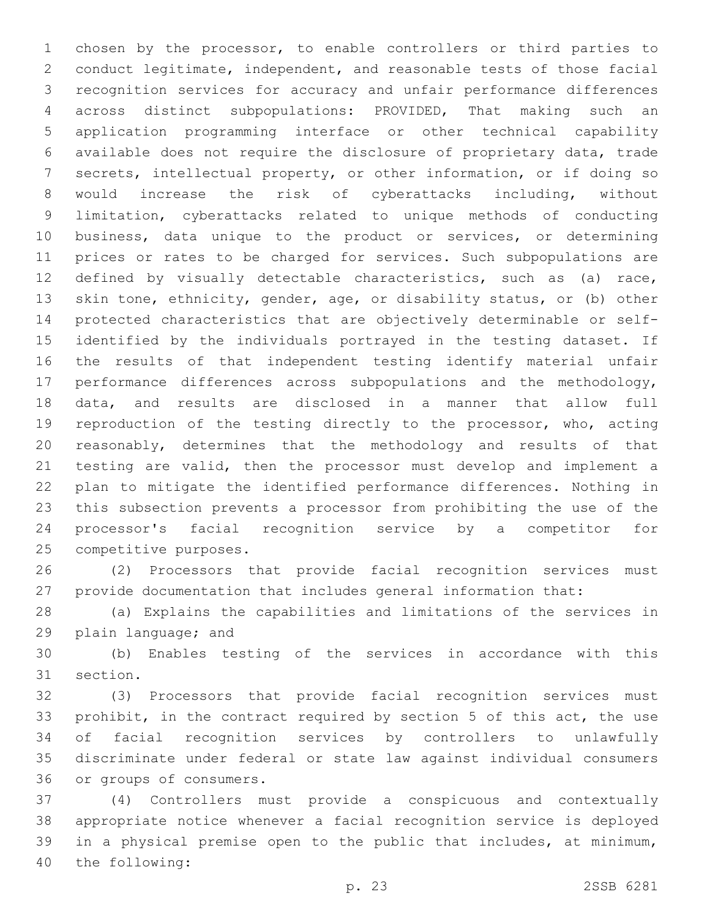chosen by the processor, to enable controllers or third parties to conduct legitimate, independent, and reasonable tests of those facial recognition services for accuracy and unfair performance differences across distinct subpopulations: PROVIDED, That making such an application programming interface or other technical capability available does not require the disclosure of proprietary data, trade secrets, intellectual property, or other information, or if doing so would increase the risk of cyberattacks including, without limitation, cyberattacks related to unique methods of conducting business, data unique to the product or services, or determining prices or rates to be charged for services. Such subpopulations are defined by visually detectable characteristics, such as (a) race, skin tone, ethnicity, gender, age, or disability status, or (b) other protected characteristics that are objectively determinable or self-identified by the individuals portrayed in the testing dataset. If the results of that independent testing identify material unfair performance differences across subpopulations and the methodology, data, and results are disclosed in a manner that allow full reproduction of the testing directly to the processor, who, acting reasonably, determines that the methodology and results of that testing are valid, then the processor must develop and implement a plan to mitigate the identified performance differences. Nothing in this subsection prevents a processor from prohibiting the use of the processor's facial recognition service by a competitor for competitive purposes.

(2) Processors that provide facial recognition services must provide documentation that includes general information that:

(a) Explains the capabilities and limitations of the services in plain language; and

(b) Enables testing of the services in accordance with this section.

(3) Processors that provide facial recognition services must prohibit, in the contract required by section 5 of this act, the use of facial recognition services by controllers to unlawfully discriminate under federal or state law against individual consumers or groups of consumers.

(4) Controllers must provide a conspicuous and contextually appropriate notice whenever a facial recognition service is deployed in a physical premise open to the public that includes, at minimum, the following: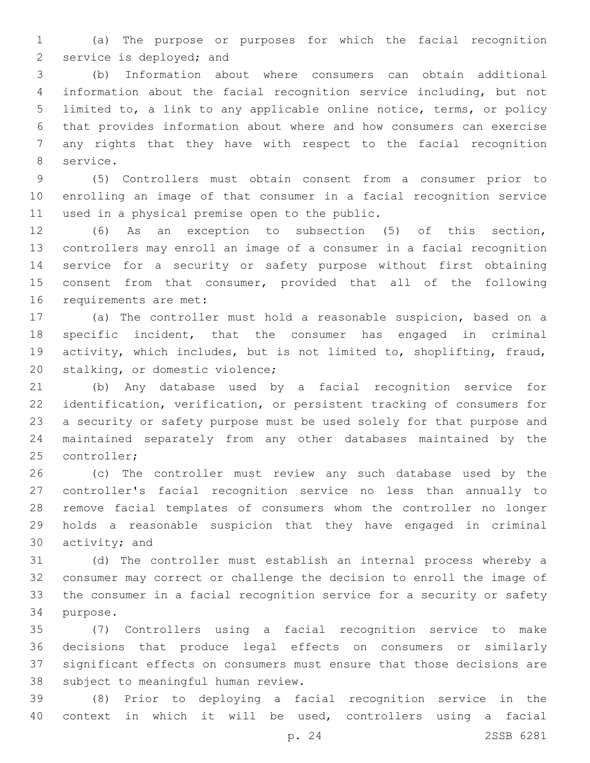(a) The purpose or purposes for which the facial recognition service is deployed; and

(b) Information about where consumers can obtain additional information about the facial recognition service including, but not limited to, a link to any applicable online notice, terms, or policy that provides information about where and how consumers can exercise any rights that they have with respect to the facial recognition service.

(5) Controllers must obtain consent from a consumer prior to enrolling an image of that consumer in a facial recognition service used in a physical premise open to the public.

(6) As an exception to subsection (5) of this section, controllers may enroll an image of a consumer in a facial recognition service for a security or safety purpose without first obtaining consent from that consumer, provided that all of the following requirements are met:

(a) The controller must hold a reasonable suspicion, based on a specific incident, that the consumer has engaged in criminal activity, which includes, but is not limited to, shoplifting, fraud, stalking, or domestic violence;

(b) Any database used by a facial recognition service for identification, verification, or persistent tracking of consumers for a security or safety purpose must be used solely for that purpose and maintained separately from any other databases maintained by the controller;

(c) The controller must review any such database used by the controller's facial recognition service no less than annually to remove facial templates of consumers whom the controller no longer holds a reasonable suspicion that they have engaged in criminal activity; and

(d) The controller must establish an internal process whereby a consumer may correct or challenge the decision to enroll the image of the consumer in a facial recognition service for a security or safety purpose.

(7) Controllers using a facial recognition service to make decisions that produce legal effects on consumers or similarly significant effects on consumers must ensure that those decisions are subject to meaningful human review.

(8) Prior to deploying a facial recognition service in the context in which it will be used, controllers using a facial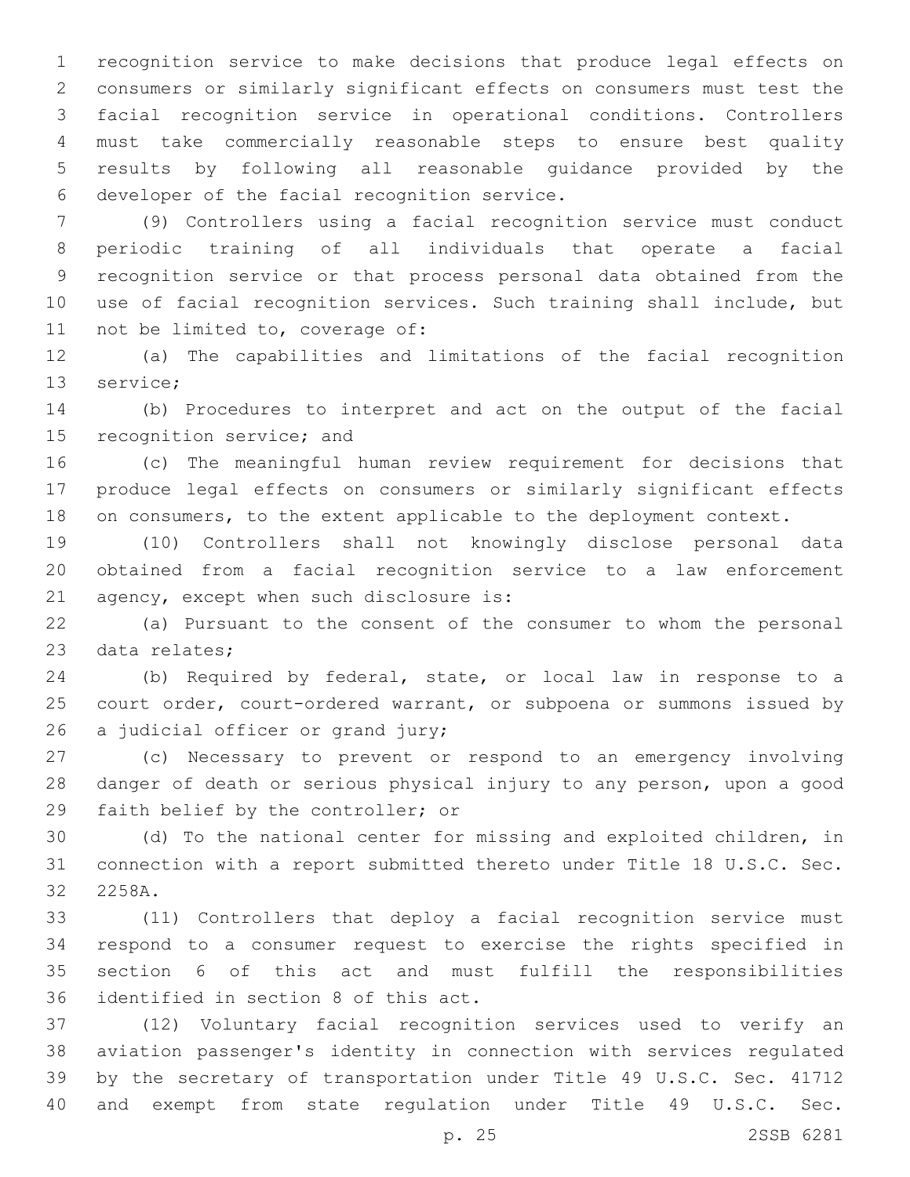recognition service to make decisions that produce legal effects on consumers or similarly significant effects on consumers must test the facial recognition service in operational conditions. Controllers must take commercially reasonable steps to ensure best quality results by following all reasonable guidance provided by the developer of the facial recognition service.

(9) Controllers using a facial recognition service must conduct periodic training of all individuals that operate a facial recognition service or that process personal data obtained from the use of facial recognition services. Such training shall include, but not be limited to, coverage of:

(a) The capabilities and limitations of the facial recognition service;

(b) Procedures to interpret and act on the output of the facial recognition service; and

(c) The meaningful human review requirement for decisions that produce legal effects on consumers or similarly significant effects on consumers, to the extent applicable to the deployment context.

(10) Controllers shall not knowingly disclose personal data obtained from a facial recognition service to a law enforcement agency, except when such disclosure is:

(a) Pursuant to the consent of the consumer to whom the personal data relates;

(b) Required by federal, state, or local law in response to a court order, court-ordered warrant, or subpoena or summons issued by a judicial officer or grand jury;

(c) Necessary to prevent or respond to an emergency involving danger of death or serious physical injury to any person, upon a good faith belief by the controller; or

(d) To the national center for missing and exploited children, in connection with a report submitted thereto under Title 18 U.S.C. Sec. 2258A.

(11) Controllers that deploy a facial recognition service must respond to a consumer request to exercise the rights specified in section 6 of this act and must fulfill the responsibilities identified in section 8 of this act.

(12) Voluntary facial recognition services used to verify an aviation passenger's identity in connection with services regulated by the secretary of transportation under Title 49 U.S.C. Sec. 41712 and exempt from state regulation under Title 49 U.S.C. Sec.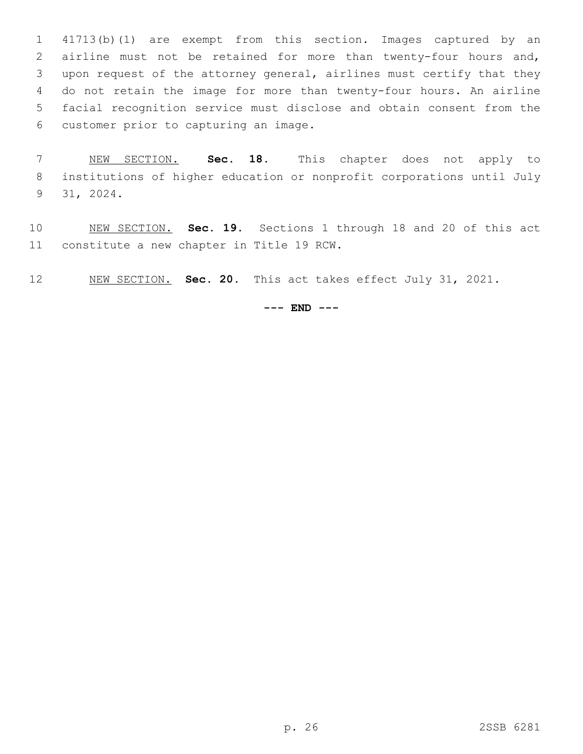41713(b)(1) are exempt from this section. Images captured by an airline must not be retained for more than twenty-four hours and, upon request of the attorney general, airlines must certify that they do not retain the image for more than twenty-four hours. An airline facial recognition service must disclose and obtain consent from the customer prior to capturing an image.

NEW SECTION. **Sec. 18.** This chapter does not apply to institutions of higher education or nonprofit corporations until July 31, 2024.

NEW SECTION. **Sec. 19.** Sections 1 through 18 and 20 of this act constitute a new chapter in Title 19 RCW.

NEW SECTION. **Sec. 20.** This act takes effect July 31, 2021.

**--- END ---**